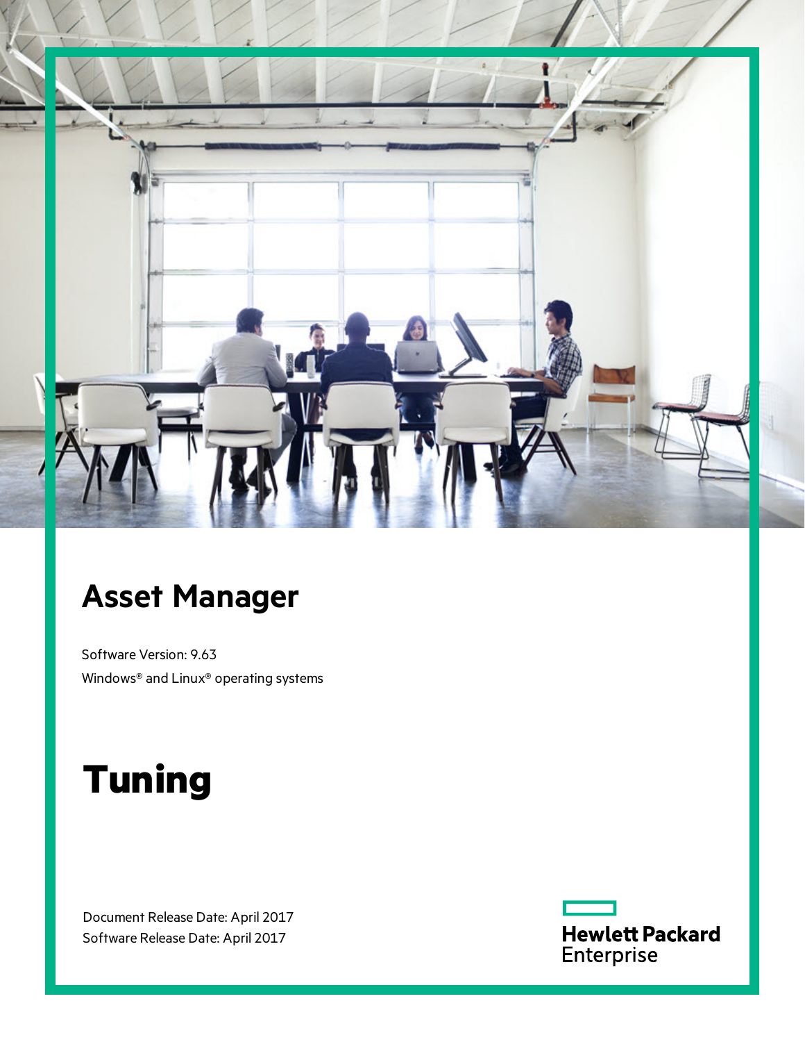# Asset Manager

Software Version: 9.63

Windows® and Linux® operating systems

# Tuning

Document Release Date: April 2017

Software Release Date: April 2017

Hewlett Packard Enterprise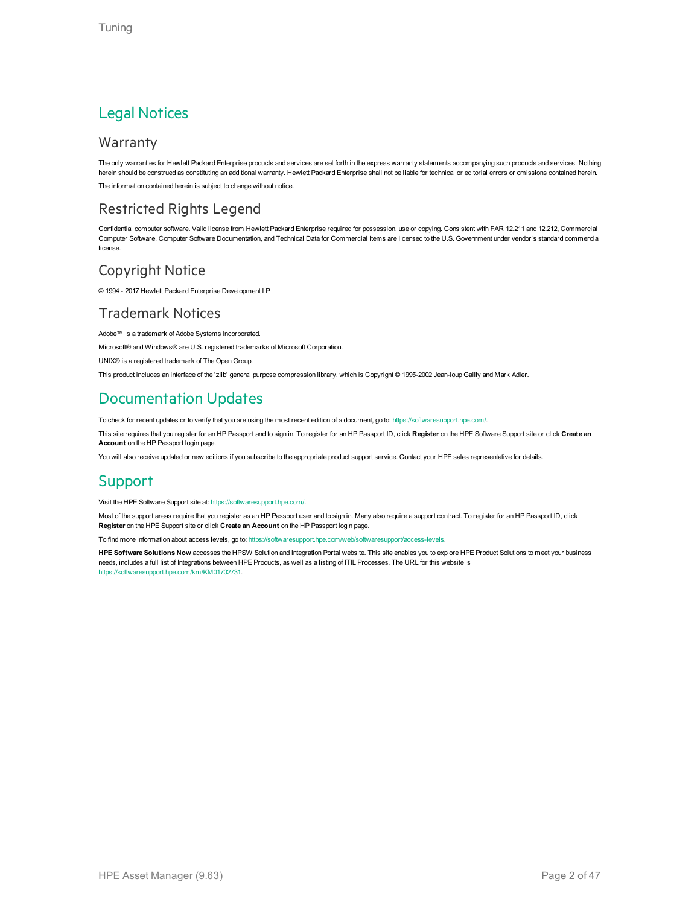# Legal Notices

## Warranty

The only warranties for Hewlett Packard Enterprise products and services are set forth in the express warranty statements accompanying such products and services. Nothing herein should be construed as constituting an additional warranty. Hewlett Packard Enterprise shall not be liable for technical or editorial errors or omissions contained herein.

The information contained herein is subject to change without notice.

## Restricted Rights Legend

Confidential computer software. Valid license from Hewlett Packard Enterprise required for possession, use or copying. Consistent with FAR 12.211 and 12.212, Commercial Computer Software, Computer Software Documentation, and Technical Data for Commercial Items are licensed to the U.S. Government under vendor's standard commercial license.

## Copyright Notice

© 1994 - 2017 Hewlett Packard Enterprise Development LP

## Trademark Notices

Adobe™ is a trademark of Adobe Systems Incorporated.

Microsoft® and Windows® are U.S. registered trademarks of Microsoft Corporation.

UNIX® is a registered trademark of The Open Group.

This product includes an interface of the 'zlib' general purpose compression library, which is Copyright © 1995-2002 Jean-loup Gailly and Mark Adler.

# Documentation Updates

To check for recent updates or to verify that you are using the most recent edition of a document, go to: https://softwaresupport.hpe.com/.

This site requires that you register for an HP Passport and to sign in. To register for an HP Passport ID, click **Register** on the HPE Software Support site or click **Create an Account** on the HP Passport login page.

You will also receive updated or new editions if you subscribe to the appropriate product support service. Contact your HPE sales representative for details.

# Support

Visit the HPE Software Support site at: https://softwaresupport.hpe.com/.

Most of the support areas require that you register as an HP Passport user and to sign in. Many also require a support contract. To register for an HP Passport ID, click **Register** on the HPE Support site or click **Create an Account** on the HP Passport login page.

To find more information about access levels, go to: https://softwaresupport.hpe.com/web/softwaresupport/access-levels.

**HPE Software Solutions Now** accesses the HPSW Solution and Integration Portal website. This site enables you to explore HPE Product Solutions to meet your business needs, includes a full list of Integrations between HPE Products, as well as a listing of ITIL Processes. The URL for this website is https://softwaresupport.hpe.com/km/KM01702731.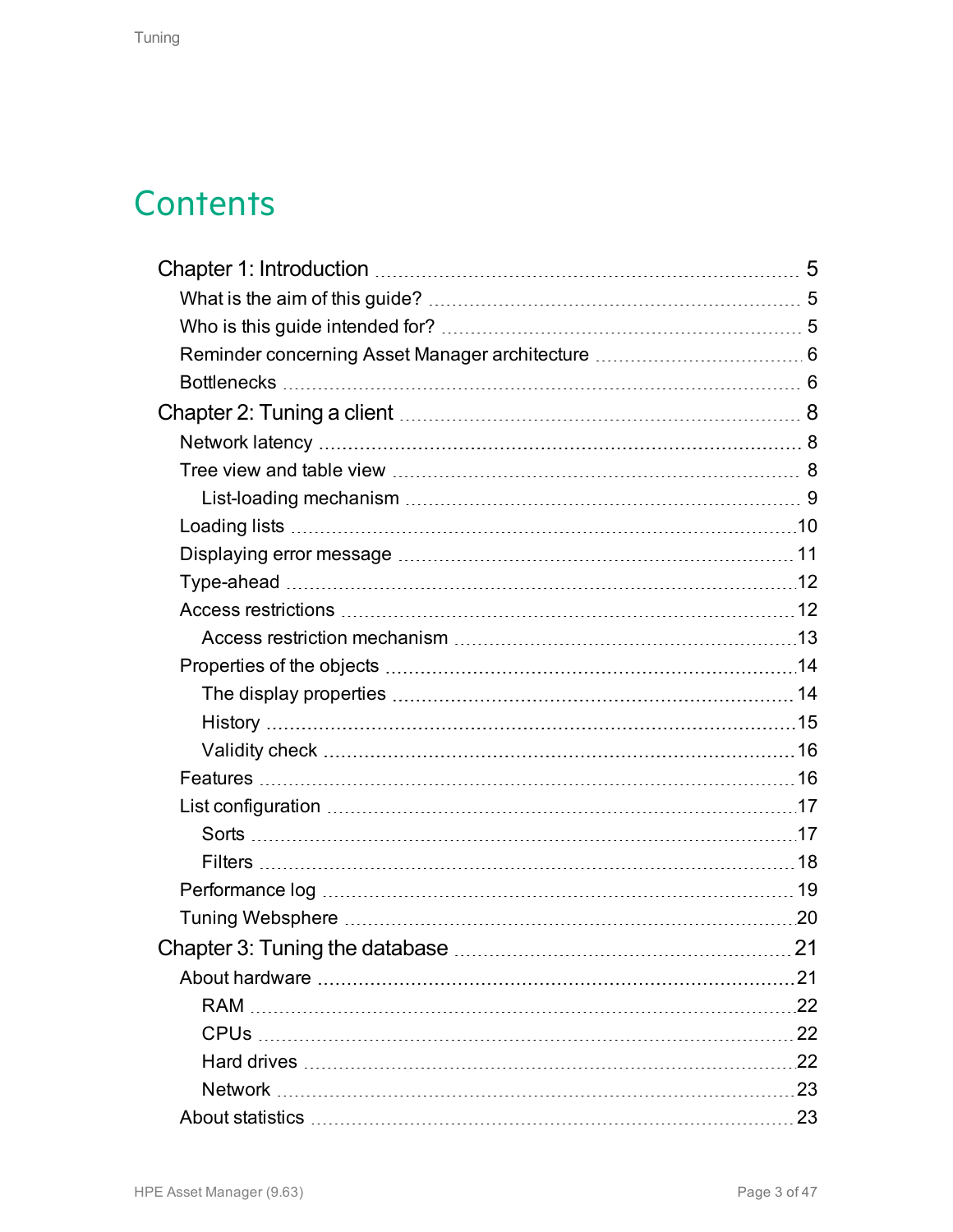# Contents

- Chapter 1: Introduction ..... 5
  - What is the aim of this guide? ..... 5
  - Who is this guide intended for? ..... 5
  - Reminder concerning Asset Manager architecture ..... 6
  - Bottlenecks ..... 6
- Chapter 2: Tuning a client ..... 8
  - Network latency ..... 8
  - Tree view and table view ..... 8
    - List-loading mechanism ..... 9
  - Loading lists ..... 10
  - Displaying error message ..... 11
  - Type-ahead ..... 12
  - Access restrictions ..... 12
    - Access restriction mechanism ..... 13
  - Properties of the objects ..... 14
    - The display properties ..... 14
    - History ..... 15
    - Validity check ..... 16
  - Features ..... 16
  - List configuration ..... 17
    - Sorts ..... 17
    - Filters ..... 18
  - Performance log ..... 19
  - Tuning Websphere ..... 20
- Chapter 3: Tuning the database ..... 21
  - About hardware ..... 21
    - RAM ..... 22
    - CPUs ..... 22
    - Hard drives ..... 22
    - Network ..... 23
  - About statistics ..... 23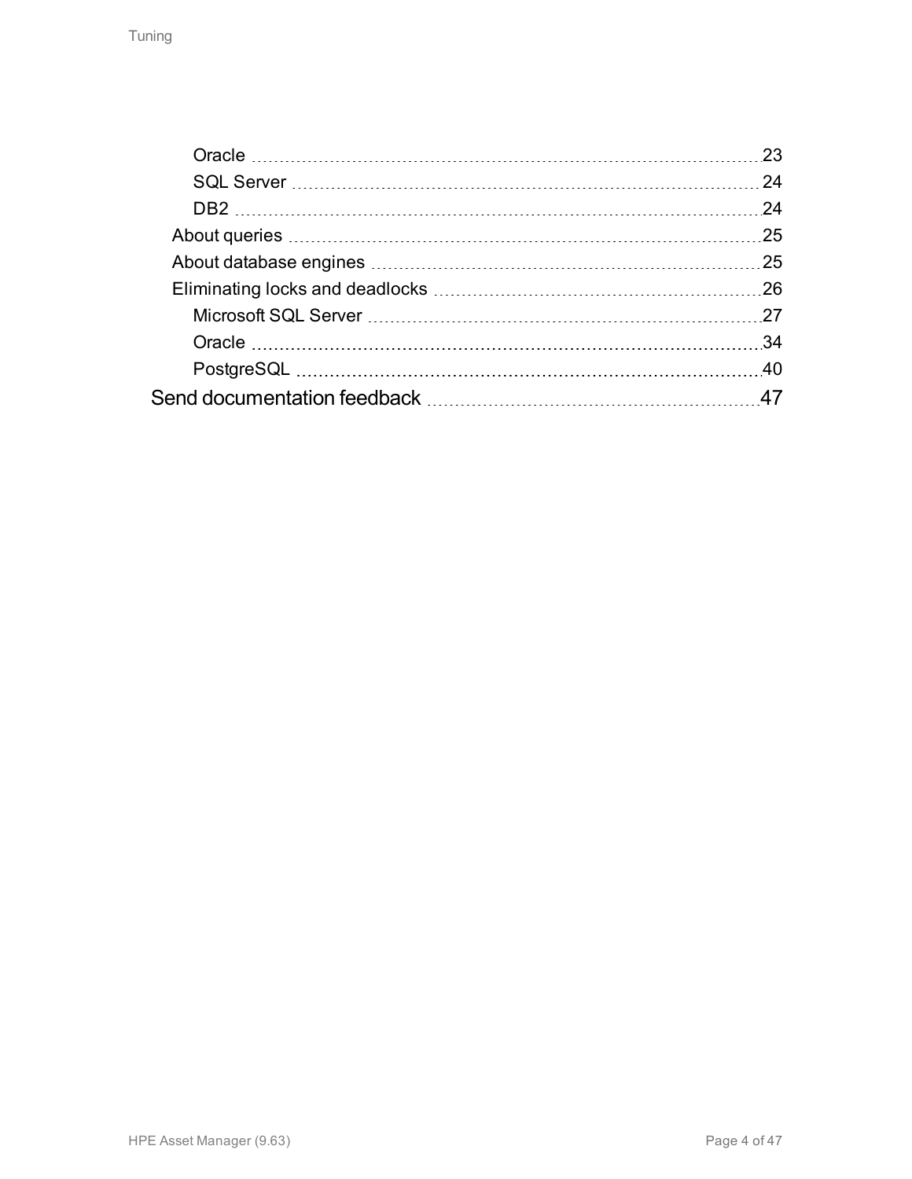- Oracle 23
- SQL Server 24
- DB2 24
- About queries 25
- About database engines 25
- Eliminating locks and deadlocks 26
  - Microsoft SQL Server 27
  - Oracle 34
  - PostgreSQL 40

Send documentation feedback 47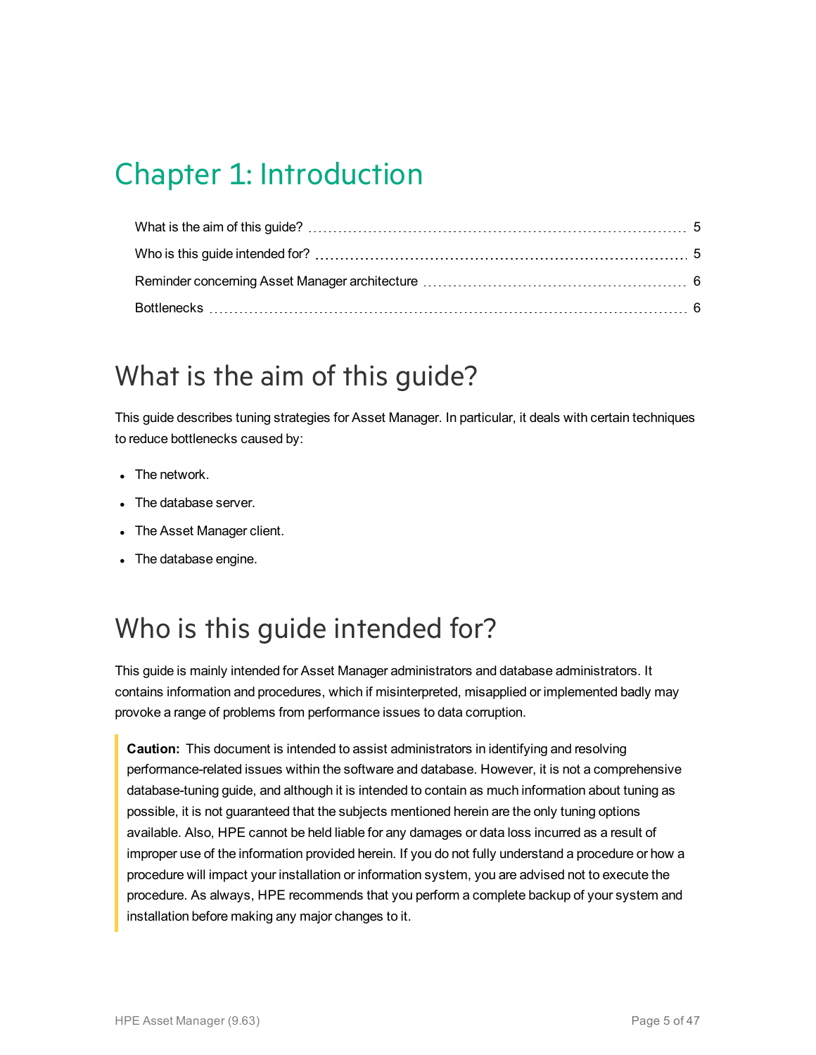# Chapter 1: Introduction

What is the aim of this guide? ............ 5

Who is this guide intended for? ............ 5

Reminder concerning Asset Manager architecture ............ 6

Bottlenecks ............ 6

## What is the aim of this guide?

This guide describes tuning strategies for Asset Manager. In particular, it deals with certain techniques to reduce bottlenecks caused by:

- The network.
- The database server.
- The Asset Manager client.
- The database engine.

## Who is this guide intended for?

This guide is mainly intended for Asset Manager administrators and database administrators. It contains information and procedures, which if misinterpreted, misapplied or implemented badly may provoke a range of problems from performance issues to data corruption.

> **Caution:** This document is intended to assist administrators in identifying and resolving performance-related issues within the software and database. However, it is not a comprehensive database-tuning guide, and although it is intended to contain as much information about tuning as possible, it is not guaranteed that the subjects mentioned herein are the only tuning options available. Also, HPE cannot be held liable for any damages or data loss incurred as a result of improper use of the information provided herein. If you do not fully understand a procedure or how a procedure will impact your installation or information system, you are advised not to execute the procedure. As always, HPE recommends that you perform a complete backup of your system and installation before making any major changes to it.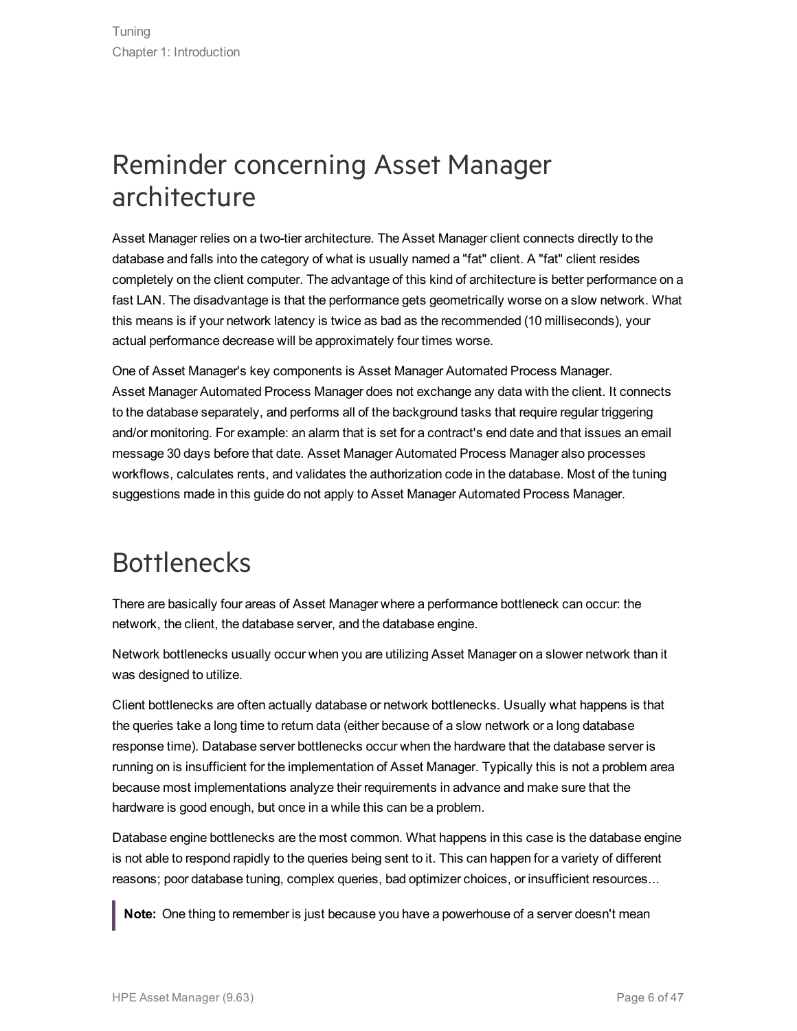# Reminder concerning Asset Manager architecture

Asset Manager relies on a two-tier architecture. The Asset Manager client connects directly to the database and falls into the category of what is usually named a "fat" client. A "fat" client resides completely on the client computer. The advantage of this kind of architecture is better performance on a fast LAN. The disadvantage is that the performance gets geometrically worse on a slow network. What this means is if your network latency is twice as bad as the recommended (10 milliseconds), your actual performance decrease will be approximately four times worse.

One of Asset Manager's key components is Asset Manager Automated Process Manager. Asset Manager Automated Process Manager does not exchange any data with the client. It connects to the database separately, and performs all of the background tasks that require regular triggering and/or monitoring. For example: an alarm that is set for a contract's end date and that issues an email message 30 days before that date. Asset Manager Automated Process Manager also processes workflows, calculates rents, and validates the authorization code in the database. Most of the tuning suggestions made in this guide do not apply to Asset Manager Automated Process Manager.

# Bottlenecks

There are basically four areas of Asset Manager where a performance bottleneck can occur: the network, the client, the database server, and the database engine.

Network bottlenecks usually occur when you are utilizing Asset Manager on a slower network than it was designed to utilize.

Client bottlenecks are often actually database or network bottlenecks. Usually what happens is that the queries take a long time to return data (either because of a slow network or a long database response time). Database server bottlenecks occur when the hardware that the database server is running on is insufficient for the implementation of Asset Manager. Typically this is not a problem area because most implementations analyze their requirements in advance and make sure that the hardware is good enough, but once in a while this can be a problem.

Database engine bottlenecks are the most common. What happens in this case is the database engine is not able to respond rapidly to the queries being sent to it. This can happen for a variety of different reasons; poor database tuning, complex queries, bad optimizer choices, or insufficient resources...

> **Note:** One thing to remember is just because you have a powerhouse of a server doesn't mean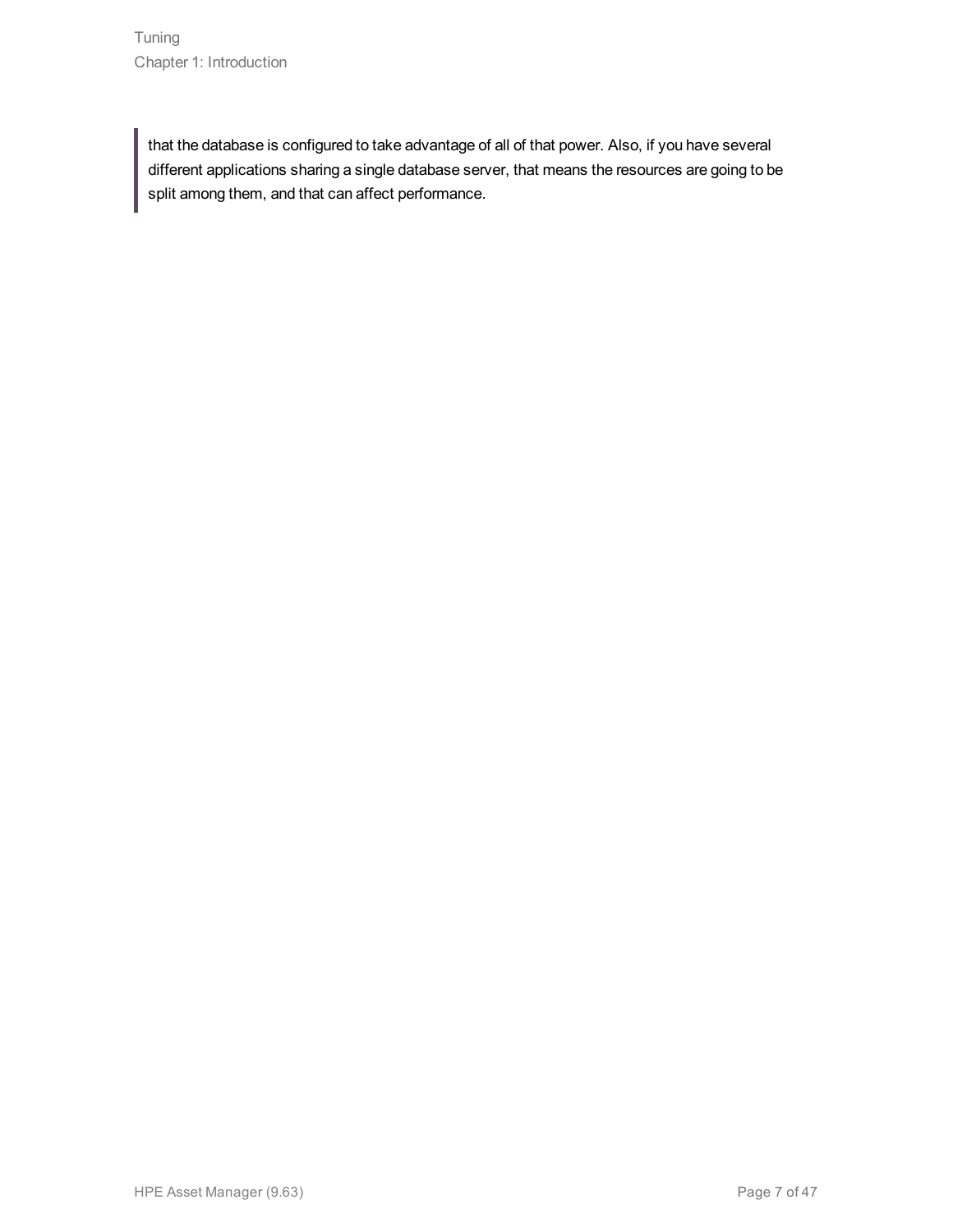> that the database is configured to take advantage of all of that power. Also, if you have several different applications sharing a single database server, that means the resources are going to be split among them, and that can affect performance.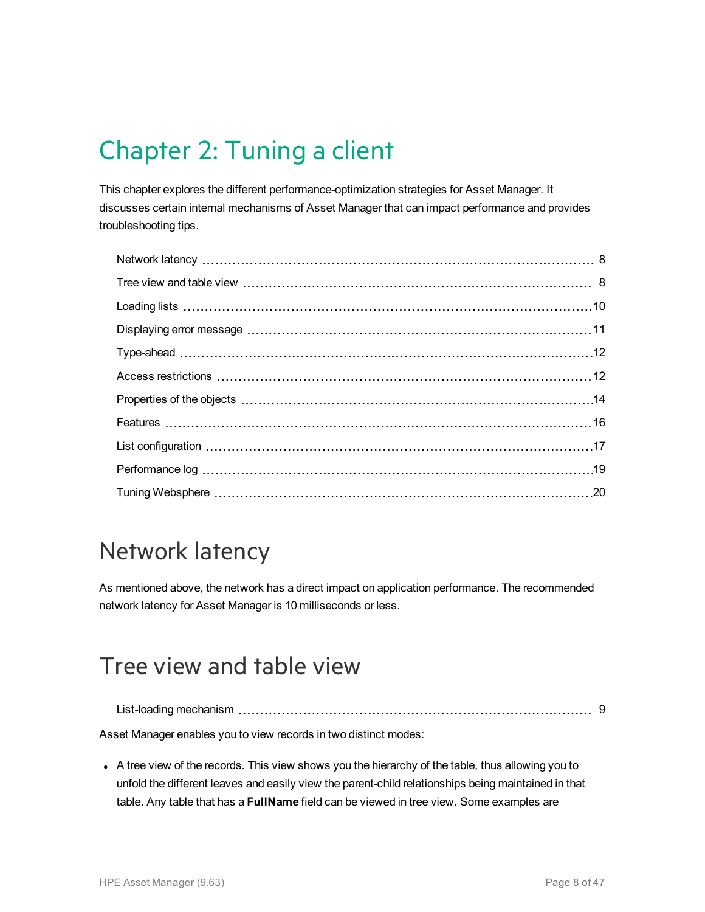# Chapter 2: Tuning a client

This chapter explores the different performance-optimization strategies for Asset Manager. It discusses certain internal mechanisms of Asset Manager that can impact performance and provides troubleshooting tips.

- Network latency ........ 8
- Tree view and table view ........ 8
- Loading lists ........ 10
- Displaying error message ........ 11
- Type-ahead ........ 12
- Access restrictions ........ 12
- Properties of the objects ........ 14
- Features ........ 16
- List configuration ........ 17
- Performance log ........ 19
- Tuning Websphere ........ 20

## Network latency

As mentioned above, the network has a direct impact on application performance. The recommended network latency for Asset Manager is 10 milliseconds or less.

## Tree view and table view

- List-loading mechanism ........ 9

Asset Manager enables you to view records in two distinct modes:

- A tree view of the records. This view shows you the hierarchy of the table, thus allowing you to unfold the different leaves and easily view the parent-child relationships being maintained in that table. Any table that has a **FullName** field can be viewed in tree view. Some examples are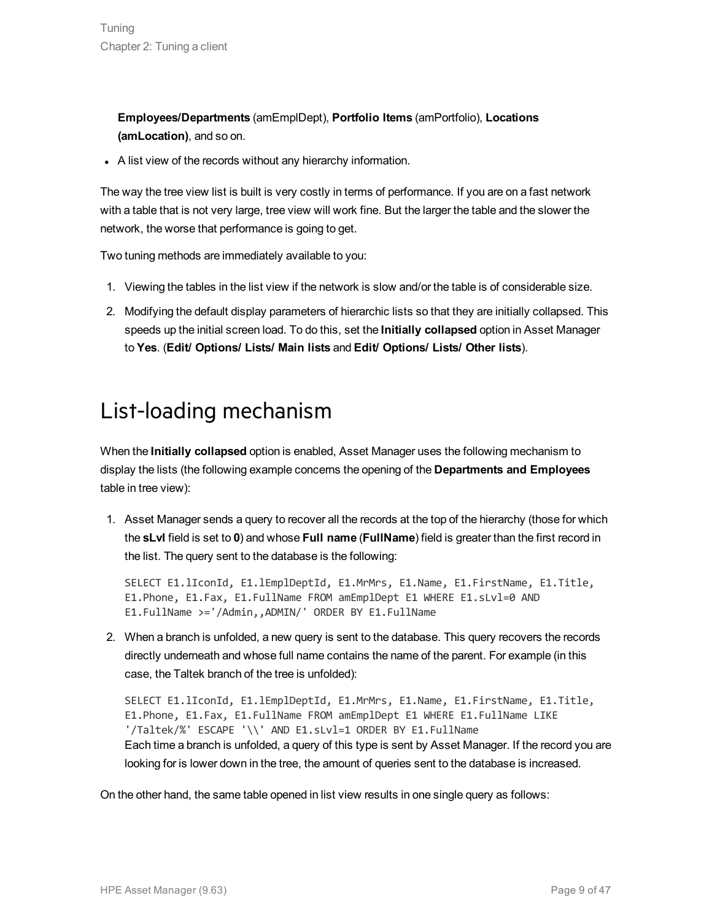**Employees/Departments** (amEmplDept), **Portfolio Items** (amPortfolio), **Locations (amLocation)**, and so on.

- A list view of the records without any hierarchy information.

The way the tree view list is built is very costly in terms of performance. If you are on a fast network with a table that is not very large, tree view will work fine. But the larger the table and the slower the network, the worse that performance is going to get.

Two tuning methods are immediately available to you:

1. Viewing the tables in the list view if the network is slow and/or the table is of considerable size.
2. Modifying the default display parameters of hierarchic lists so that they are initially collapsed. This speeds up the initial screen load. To do this, set the **Initially collapsed** option in Asset Manager to **Yes**. (**Edit/ Options/ Lists/ Main lists** and **Edit/ Options/ Lists/ Other lists**).

# List-loading mechanism

When the **Initially collapsed** option is enabled, Asset Manager uses the following mechanism to display the lists (the following example concerns the opening of the **Departments and Employees** table in tree view):

1. Asset Manager sends a query to recover all the records at the top of the hierarchy (those for which the **sLvl** field is set to **0**) and whose **Full name** (**FullName**) field is greater than the first record in the list. The query sent to the database is the following:

   ```
   SELECT E1.lIconId, E1.lEmplDeptId, E1.MrMrs, E1.Name, E1.FirstName, E1.Title,
   E1.Phone, E1.Fax, E1.FullName FROM amEmplDept E1 WHERE E1.sLvl=0 AND
   E1.FullName >='/Admin,,ADMIN/' ORDER BY E1.FullName
   ```

2. When a branch is unfolded, a new query is sent to the database. This query recovers the records directly underneath and whose full name contains the name of the parent. For example (in this case, the Taltek branch of the tree is unfolded):

   ```
   SELECT E1.lIconId, E1.lEmplDeptId, E1.MrMrs, E1.Name, E1.FirstName, E1.Title,
   E1.Phone, E1.Fax, E1.FullName FROM amEmplDept E1 WHERE E1.FullName LIKE
   '/Taltek/%' ESCAPE '\\' AND E1.sLvl=1 ORDER BY E1.FullName
   ```

   Each time a branch is unfolded, a query of this type is sent by Asset Manager. If the record you are looking for is lower down in the tree, the amount of queries sent to the database is increased.

On the other hand, the same table opened in list view results in one single query as follows: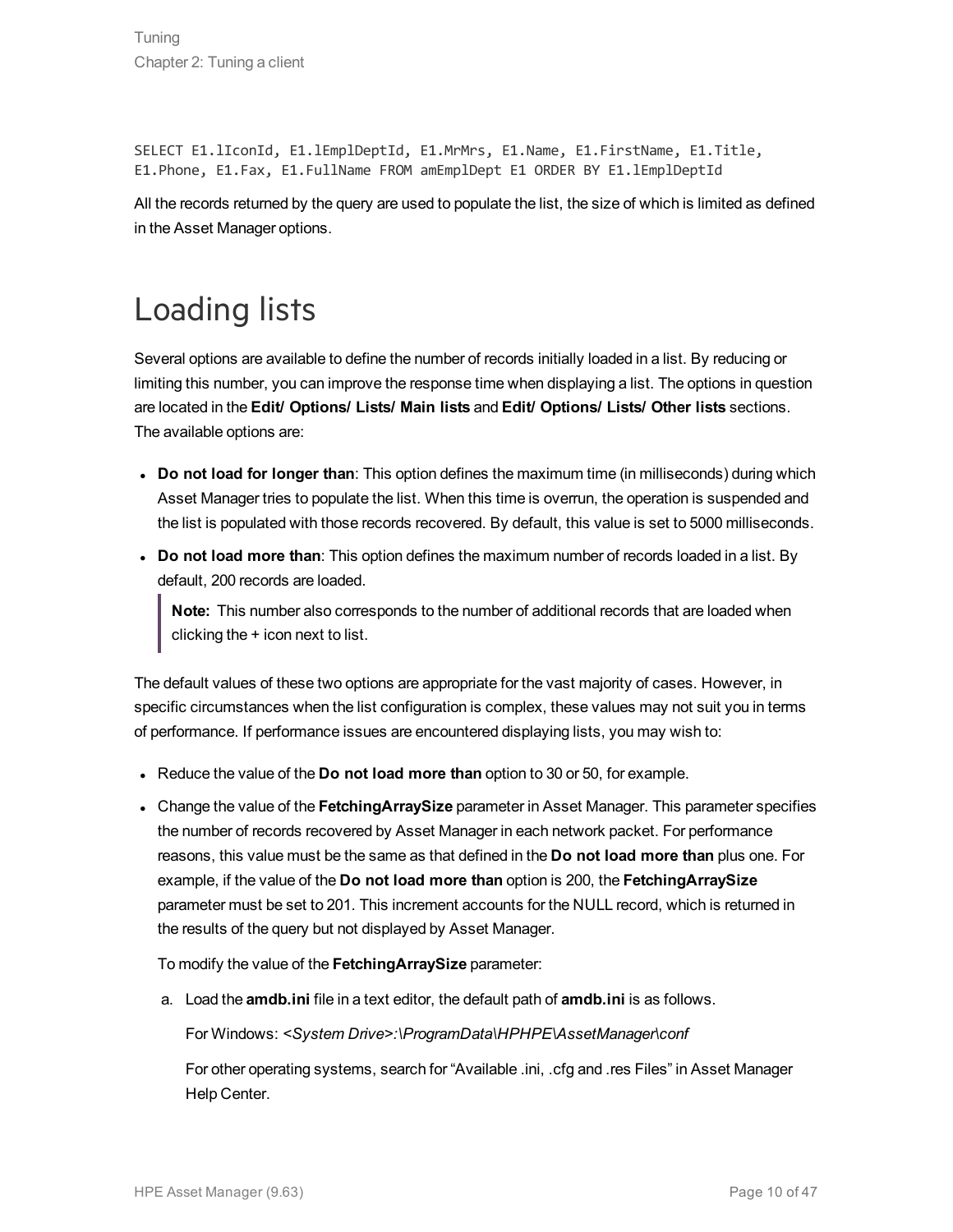```
SELECT E1.lIconId, E1.lEmplDeptId, E1.MrMrs, E1.Name, E1.FirstName, E1.Title,
E1.Phone, E1.Fax, E1.FullName FROM amEmplDept E1 ORDER BY E1.lEmplDeptId
```

All the records returned by the query are used to populate the list, the size of which is limited as defined in the Asset Manager options.

# Loading lists

Several options are available to define the number of records initially loaded in a list. By reducing or limiting this number, you can improve the response time when displaying a list. The options in question are located in the **Edit/ Options/ Lists/ Main lists** and **Edit/ Options/ Lists/ Other lists** sections. The available options are:

- **Do not load for longer than**: This option defines the maximum time (in milliseconds) during which Asset Manager tries to populate the list. When this time is overrun, the operation is suspended and the list is populated with those records recovered. By default, this value is set to 5000 milliseconds.
- **Do not load more than**: This option defines the maximum number of records loaded in a list. By default, 200 records are loaded.

  > **Note:** This number also corresponds to the number of additional records that are loaded when clicking the + icon next to list.

The default values of these two options are appropriate for the vast majority of cases. However, in specific circumstances when the list configuration is complex, these values may not suit you in terms of performance. If performance issues are encountered displaying lists, you may wish to:

- Reduce the value of the **Do not load more than** option to 30 or 50, for example.
- Change the value of the **FetchingArraySize** parameter in Asset Manager. This parameter specifies the number of records recovered by Asset Manager in each network packet. For performance reasons, this value must be the same as that defined in the **Do not load more than** plus one. For example, if the value of the **Do not load more than** option is 200, the **FetchingArraySize** parameter must be set to 201. This increment accounts for the NULL record, which is returned in the results of the query but not displayed by Asset Manager.

  To modify the value of the **FetchingArraySize** parameter:

  a. Load the **amdb.ini** file in a text editor, the default path of **amdb.ini** is as follows.

     For Windows: *<System Drive>:\ProgramData\HPHPE\AssetManager\conf*

     For other operating systems, search for "Available .ini, .cfg and .res Files" in Asset Manager Help Center.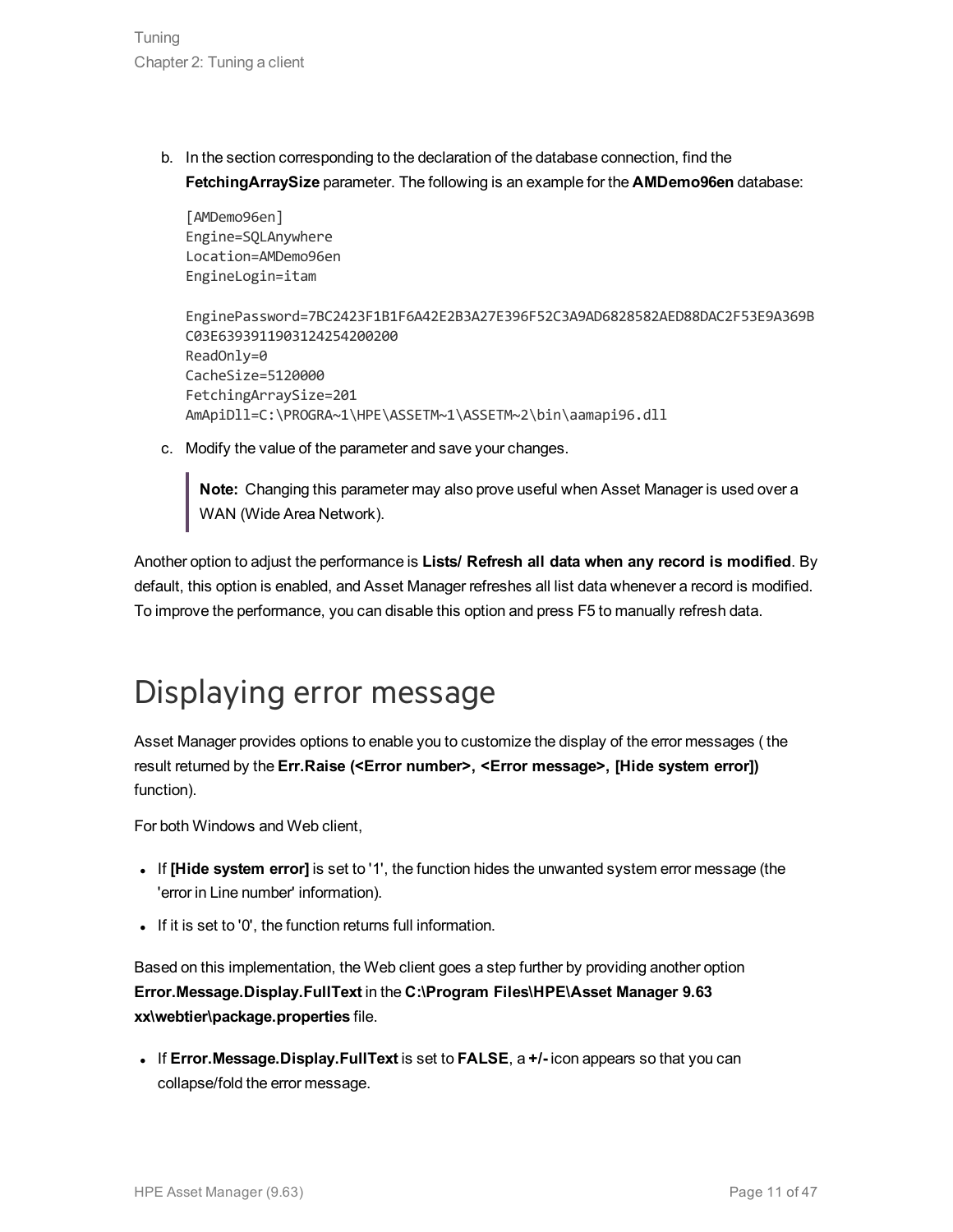b. In the section corresponding to the declaration of the database connection, find the **FetchingArraySize** parameter. The following is an example for the **AMDemo96en** database:

```
[AMDemo96en]
Engine=SQLAnywhere
Location=AMDemo96en
EngineLogin=itam

EnginePassword=7BC2423F1B1F6A42E2B3A27E396F52C3A9AD6828582AED88DAC2F53E9A369B
C03E6393911903124254200200
ReadOnly=0
CacheSize=5120000
FetchingArraySize=201
AmApiDll=C:\PROGRA~1\HPE\ASSETM~1\ASSETM~2\bin\aamapi96.dll
```

c. Modify the value of the parameter and save your changes.

> **Note:** Changing this parameter may also prove useful when Asset Manager is used over a WAN (Wide Area Network).

Another option to adjust the performance is **Lists/ Refresh all data when any record is modified**. By default, this option is enabled, and Asset Manager refreshes all list data whenever a record is modified. To improve the performance, you can disable this option and press F5 to manually refresh data.

# Displaying error message

Asset Manager provides options to enable you to customize the display of the error messages ( the result returned by the **Err.Raise (<Error number>, <Error message>, [Hide system error])** function).

For both Windows and Web client,

- If **[Hide system error]** is set to '1', the function hides the unwanted system error message (the 'error in Line number' information).
- If it is set to '0', the function returns full information.

Based on this implementation, the Web client goes a step further by providing another option **Error.Message.Display.FullText** in the **C:\Program Files\HPE\Asset Manager 9.63 xx\webtier\package.properties** file.

- If **Error.Message.Display.FullText** is set to **FALSE**, a **+/-** icon appears so that you can collapse/fold the error message.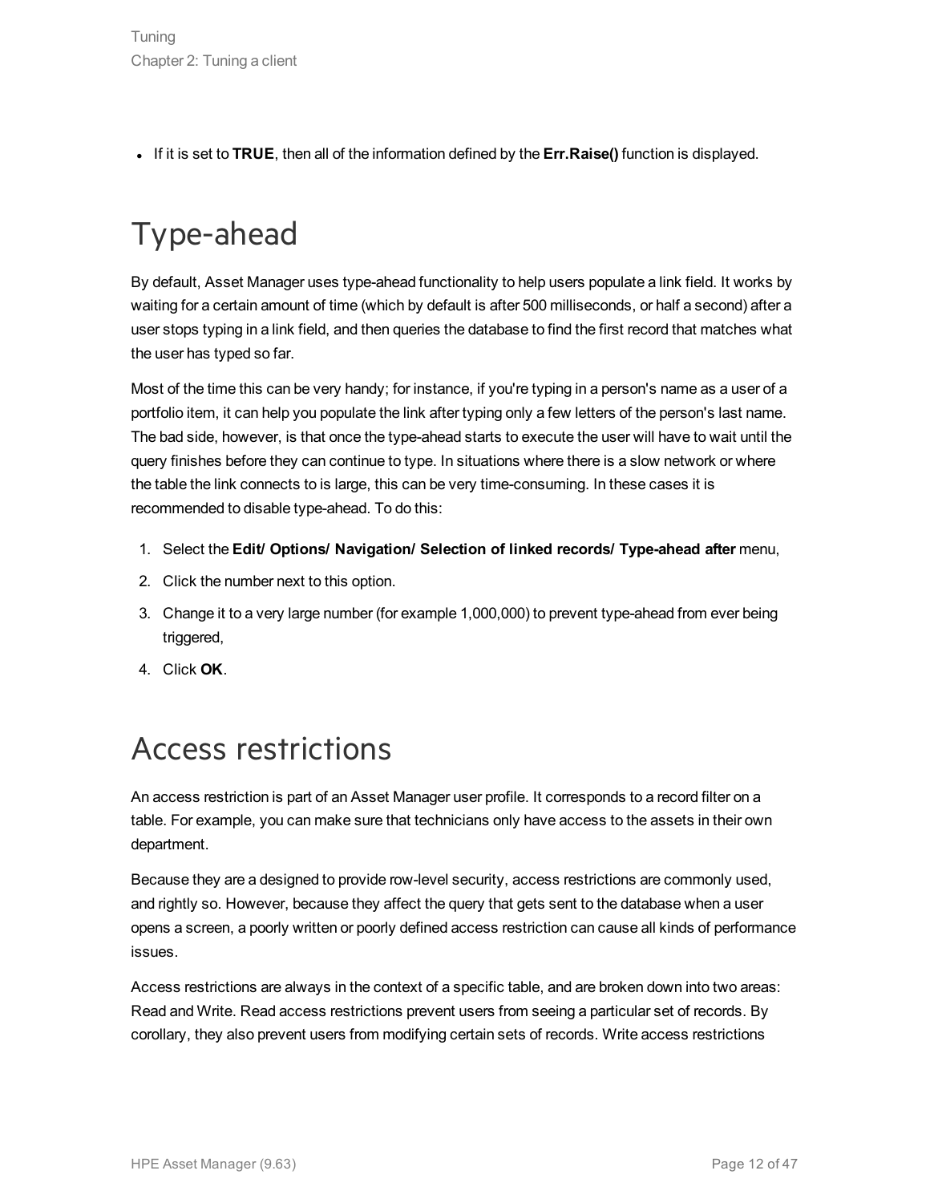- If it is set to **TRUE**, then all of the information defined by the **Err.Raise()** function is displayed.

# Type-ahead

By default, Asset Manager uses type-ahead functionality to help users populate a link field. It works by waiting for a certain amount of time (which by default is after 500 milliseconds, or half a second) after a user stops typing in a link field, and then queries the database to find the first record that matches what the user has typed so far.

Most of the time this can be very handy; for instance, if you're typing in a person's name as a user of a portfolio item, it can help you populate the link after typing only a few letters of the person's last name. The bad side, however, is that once the type-ahead starts to execute the user will have to wait until the query finishes before they can continue to type. In situations where there is a slow network or where the table the link connects to is large, this can be very time-consuming. In these cases it is recommended to disable type-ahead. To do this:

1. Select the **Edit/ Options/ Navigation/ Selection of linked records/ Type-ahead after** menu,
2. Click the number next to this option.
3. Change it to a very large number (for example 1,000,000) to prevent type-ahead from ever being triggered,
4. Click **OK**.

# Access restrictions

An access restriction is part of an Asset Manager user profile. It corresponds to a record filter on a table. For example, you can make sure that technicians only have access to the assets in their own department.

Because they are a designed to provide row-level security, access restrictions are commonly used, and rightly so. However, because they affect the query that gets sent to the database when a user opens a screen, a poorly written or poorly defined access restriction can cause all kinds of performance issues.

Access restrictions are always in the context of a specific table, and are broken down into two areas: Read and Write. Read access restrictions prevent users from seeing a particular set of records. By corollary, they also prevent users from modifying certain sets of records. Write access restrictions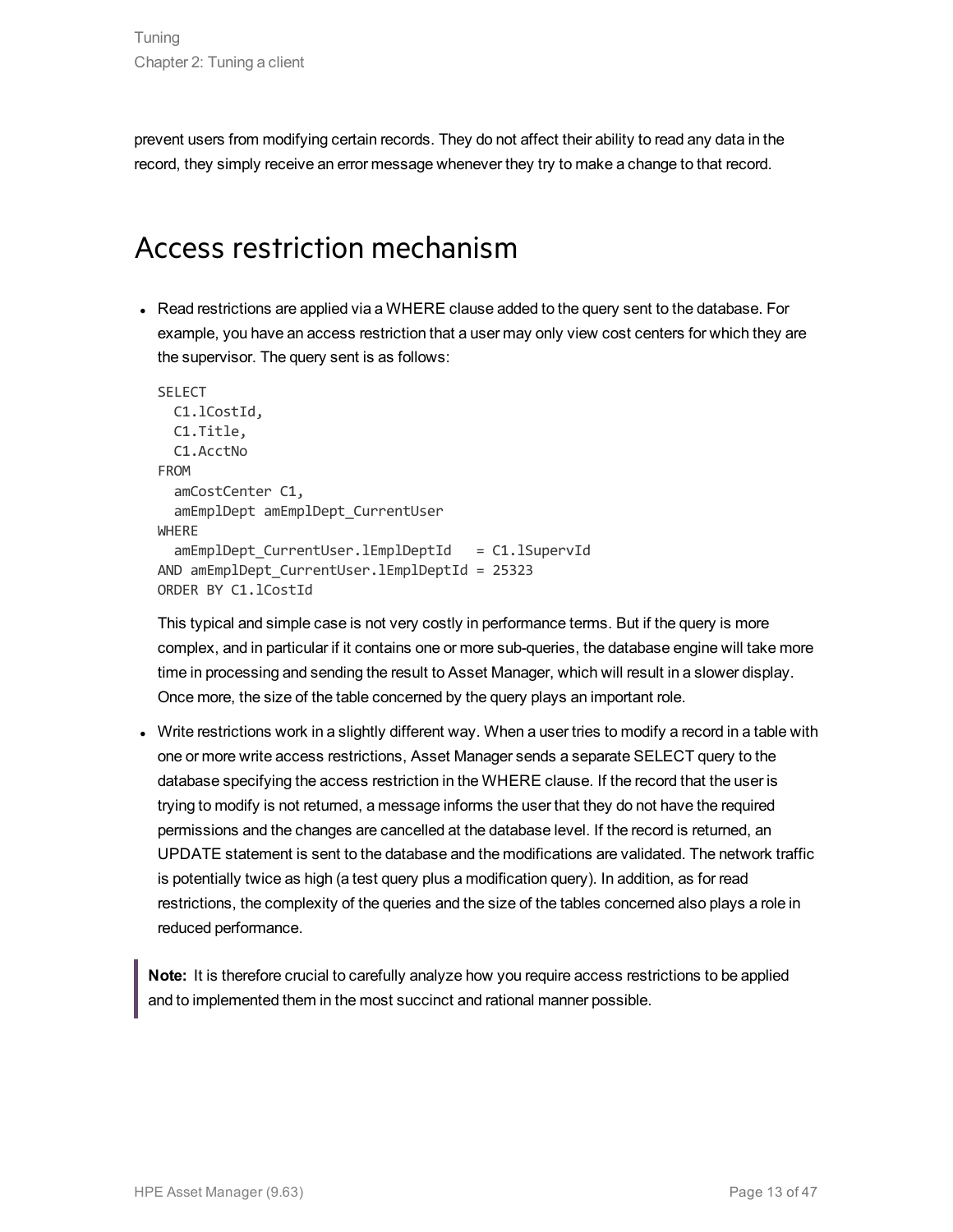prevent users from modifying certain records. They do not affect their ability to read any data in the record, they simply receive an error message whenever they try to make a change to that record.

## Access restriction mechanism

- Read restrictions are applied via a WHERE clause added to the query sent to the database. For example, you have an access restriction that a user may only view cost centers for which they are the supervisor. The query sent is as follows:

  ```
  SELECT
    C1.lCostId,
    C1.Title,
    C1.AcctNo
  FROM
    amCostCenter C1,
    amEmplDept amEmplDept_CurrentUser
  WHERE
    amEmplDept_CurrentUser.lEmplDeptId   = C1.lSupervId
  AND amEmplDept_CurrentUser.lEmplDeptId = 25323
  ORDER BY C1.lCostId
  ```

  This typical and simple case is not very costly in performance terms. But if the query is more complex, and in particular if it contains one or more sub-queries, the database engine will take more time in processing and sending the result to Asset Manager, which will result in a slower display. Once more, the size of the table concerned by the query plays an important role.

- Write restrictions work in a slightly different way. When a user tries to modify a record in a table with one or more write access restrictions, Asset Manager sends a separate SELECT query to the database specifying the access restriction in the WHERE clause. If the record that the user is trying to modify is not returned, a message informs the user that they do not have the required permissions and the changes are cancelled at the database level. If the record is returned, an UPDATE statement is sent to the database and the modifications are validated. The network traffic is potentially twice as high (a test query plus a modification query). In addition, as for read restrictions, the complexity of the queries and the size of the tables concerned also plays a role in reduced performance.

> **Note:** It is therefore crucial to carefully analyze how you require access restrictions to be applied and to implemented them in the most succinct and rational manner possible.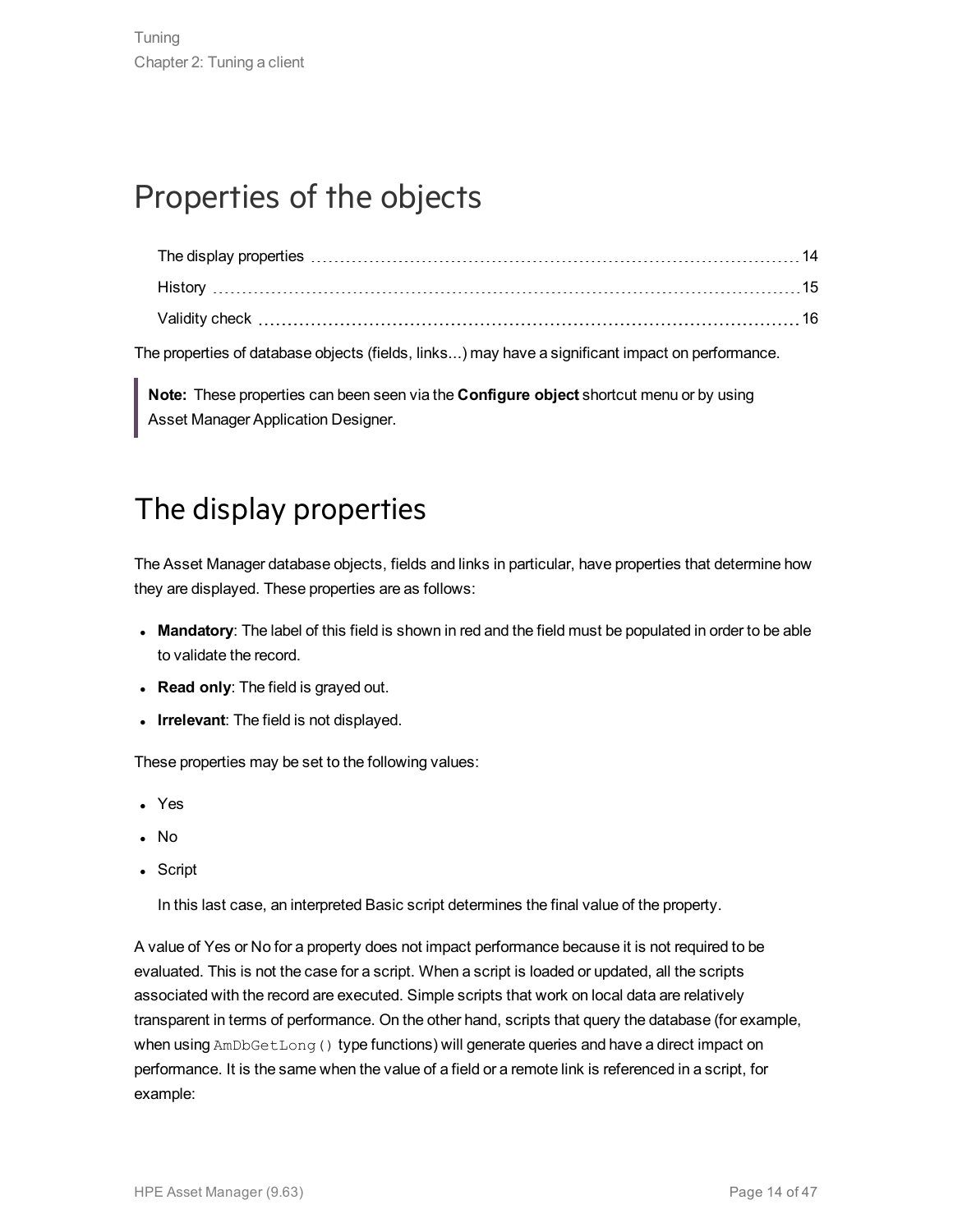# Properties of the objects

- The display properties 14
- History 15
- Validity check 16

The properties of database objects (fields, links...) may have a significant impact on performance.

> **Note:** These properties can been seen via the **Configure object** shortcut menu or by using Asset Manager Application Designer.

## The display properties

The Asset Manager database objects, fields and links in particular, have properties that determine how they are displayed. These properties are as follows:

- **Mandatory**: The label of this field is shown in red and the field must be populated in order to be able to validate the record.
- **Read only**: The field is grayed out.
- **Irrelevant**: The field is not displayed.

These properties may be set to the following values:

- Yes
- No
- Script

  In this last case, an interpreted Basic script determines the final value of the property.

A value of Yes or No for a property does not impact performance because it is not required to be evaluated. This is not the case for a script. When a script is loaded or updated, all the scripts associated with the record are executed. Simple scripts that work on local data are relatively transparent in terms of performance. On the other hand, scripts that query the database (for example, when using `AmDbGetLong()` type functions) will generate queries and have a direct impact on performance. It is the same when the value of a field or a remote link is referenced in a script, for example: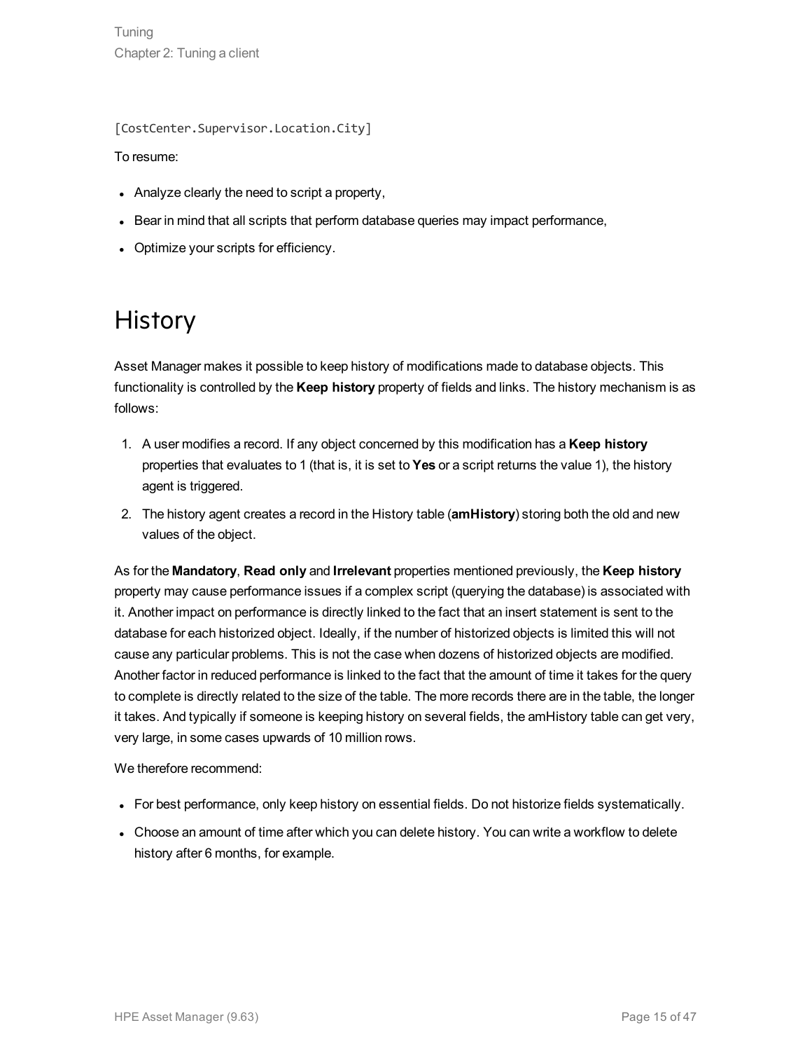```
[CostCenter.Supervisor.Location.City]
```

To resume:

- Analyze clearly the need to script a property,
- Bear in mind that all scripts that perform database queries may impact performance,
- Optimize your scripts for efficiency.

# History

Asset Manager makes it possible to keep history of modifications made to database objects. This functionality is controlled by the **Keep history** property of fields and links. The history mechanism is as follows:

1. A user modifies a record. If any object concerned by this modification has a **Keep history** properties that evaluates to 1 (that is, it is set to **Yes** or a script returns the value 1), the history agent is triggered.
2. The history agent creates a record in the History table (**amHistory**) storing both the old and new values of the object.

As for the **Mandatory**, **Read only** and **Irrelevant** properties mentioned previously, the **Keep history** property may cause performance issues if a complex script (querying the database) is associated with it. Another impact on performance is directly linked to the fact that an insert statement is sent to the database for each historized object. Ideally, if the number of historized objects is limited this will not cause any particular problems. This is not the case when dozens of historized objects are modified. Another factor in reduced performance is linked to the fact that the amount of time it takes for the query to complete is directly related to the size of the table. The more records there are in the table, the longer it takes. And typically if someone is keeping history on several fields, the amHistory table can get very, very large, in some cases upwards of 10 million rows.

We therefore recommend:

- For best performance, only keep history on essential fields. Do not historize fields systematically.
- Choose an amount of time after which you can delete history. You can write a workflow to delete history after 6 months, for example.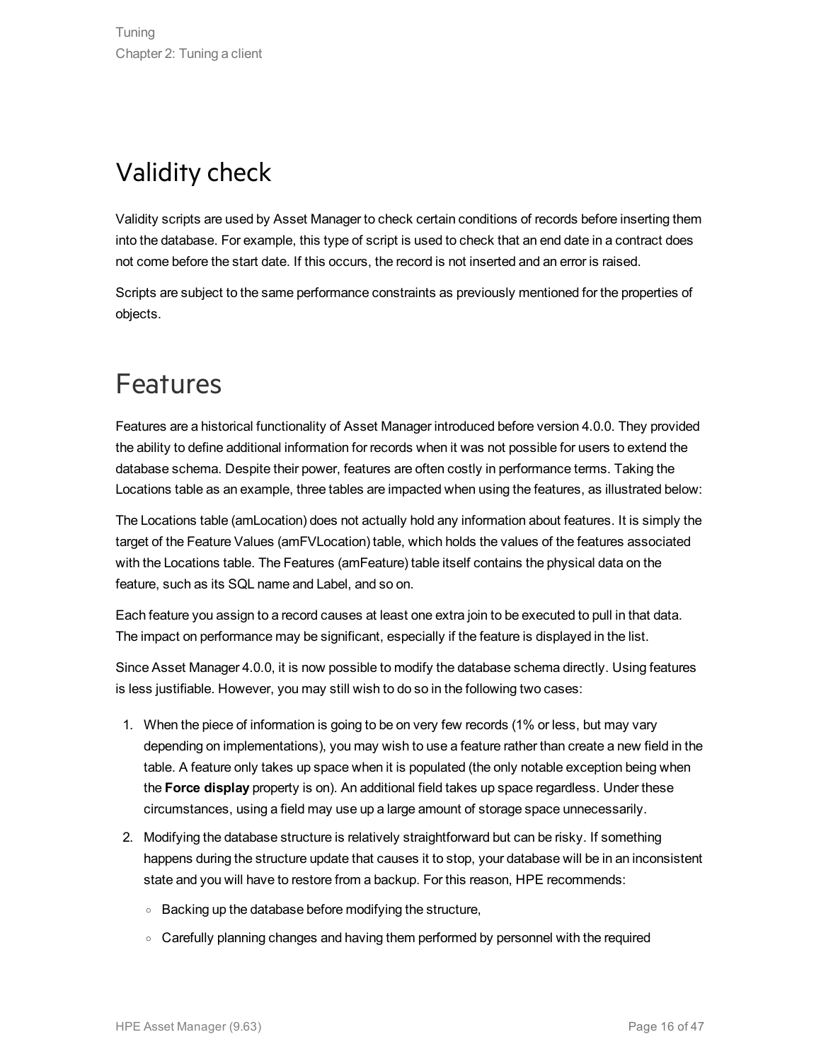## Validity check

Validity scripts are used by Asset Manager to check certain conditions of records before inserting them into the database. For example, this type of script is used to check that an end date in a contract does not come before the start date. If this occurs, the record is not inserted and an error is raised.

Scripts are subject to the same performance constraints as previously mentioned for the properties of objects.

## Features

Features are a historical functionality of Asset Manager introduced before version 4.0.0. They provided the ability to define additional information for records when it was not possible for users to extend the database schema. Despite their power, features are often costly in performance terms. Taking the Locations table as an example, three tables are impacted when using the features, as illustrated below:

The Locations table (amLocation) does not actually hold any information about features. It is simply the target of the Feature Values (amFVLocation) table, which holds the values of the features associated with the Locations table. The Features (amFeature) table itself contains the physical data on the feature, such as its SQL name and Label, and so on.

Each feature you assign to a record causes at least one extra join to be executed to pull in that data. The impact on performance may be significant, especially if the feature is displayed in the list.

Since Asset Manager 4.0.0, it is now possible to modify the database schema directly. Using features is less justifiable. However, you may still wish to do so in the following two cases:

1. When the piece of information is going to be on very few records (1% or less, but may vary depending on implementations), you may wish to use a feature rather than create a new field in the table. A feature only takes up space when it is populated (the only notable exception being when the **Force display** property is on). An additional field takes up space regardless. Under these circumstances, using a field may use up a large amount of storage space unnecessarily.
2. Modifying the database structure is relatively straightforward but can be risky. If something happens during the structure update that causes it to stop, your database will be in an inconsistent state and you will have to restore from a backup. For this reason, HPE recommends:
   - Backing up the database before modifying the structure,
   - Carefully planning changes and having them performed by personnel with the required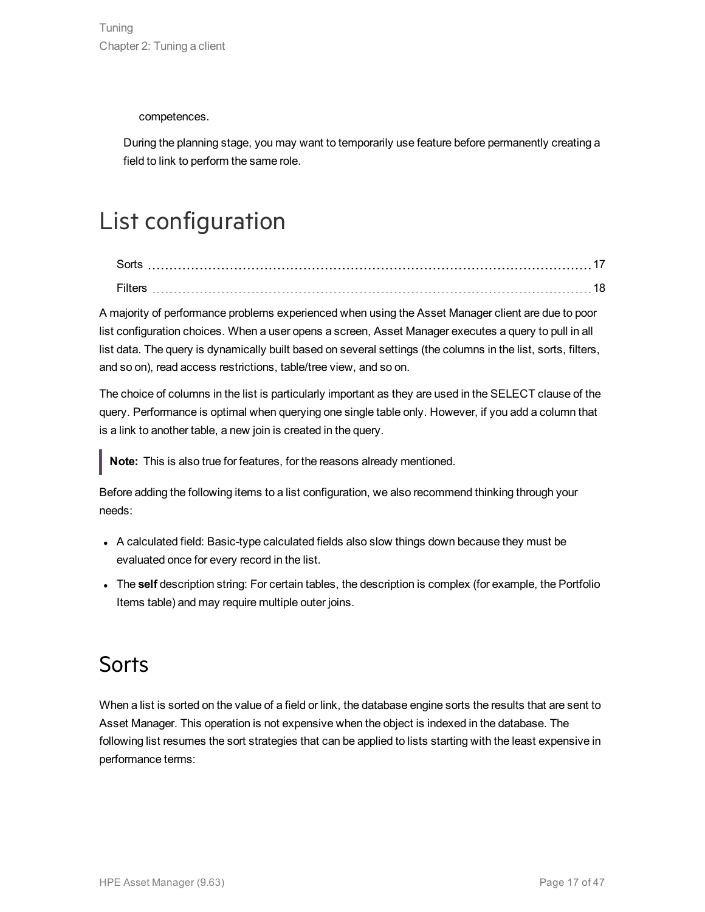competences.

During the planning stage, you may want to temporarily use feature before permanently creating a field to link to perform the same role.

# List configuration

Sorts 17
Filters 18

A majority of performance problems experienced when using the Asset Manager client are due to poor list configuration choices. When a user opens a screen, Asset Manager executes a query to pull in all list data. The query is dynamically built based on several settings (the columns in the list, sorts, filters, and so on), read access restrictions, table/tree view, and so on.

The choice of columns in the list is particularly important as they are used in the SELECT clause of the query. Performance is optimal when querying one single table only. However, if you add a column that is a link to another table, a new join is created in the query.

> **Note:** This is also true for features, for the reasons already mentioned.

Before adding the following items to a list configuration, we also recommend thinking through your needs:

- A calculated field: Basic-type calculated fields also slow things down because they must be evaluated once for every record in the list.
- The **self** description string: For certain tables, the description is complex (for example, the Portfolio Items table) and may require multiple outer joins.

## Sorts

When a list is sorted on the value of a field or link, the database engine sorts the results that are sent to Asset Manager. This operation is not expensive when the object is indexed in the database. The following list resumes the sort strategies that can be applied to lists starting with the least expensive in performance terms: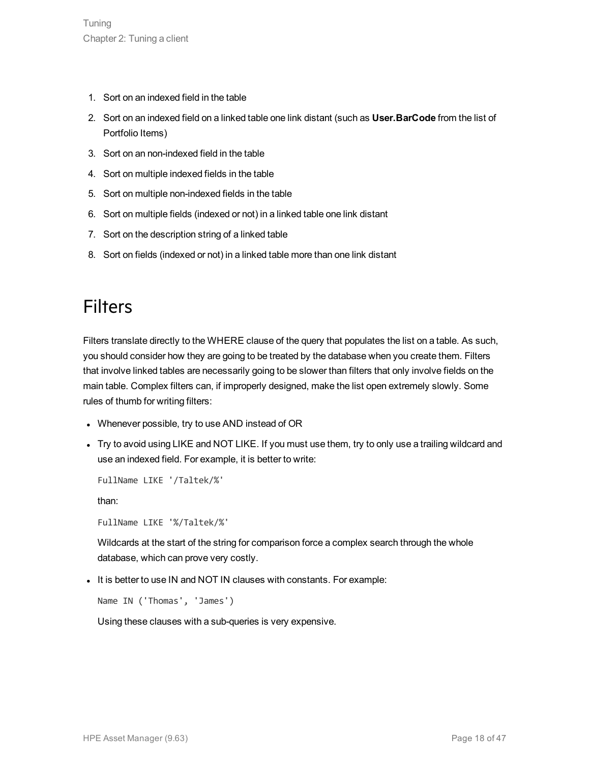1. Sort on an indexed field in the table
2. Sort on an indexed field on a linked table one link distant (such as **User.BarCode** from the list of Portfolio Items)
3. Sort on an non-indexed field in the table
4. Sort on multiple indexed fields in the table
5. Sort on multiple non-indexed fields in the table
6. Sort on multiple fields (indexed or not) in a linked table one link distant
7. Sort on the description string of a linked table
8. Sort on fields (indexed or not) in a linked table more than one link distant

# Filters

Filters translate directly to the WHERE clause of the query that populates the list on a table. As such, you should consider how they are going to be treated by the database when you create them. Filters that involve linked tables are necessarily going to be slower than filters that only involve fields on the main table. Complex filters can, if improperly designed, make the list open extremely slowly. Some rules of thumb for writing filters:

- Whenever possible, try to use AND instead of OR
- Try to avoid using LIKE and NOT LIKE. If you must use them, try to only use a trailing wildcard and use an indexed field. For example, it is better to write:

  ```
  FullName LIKE '/Taltek/%'
  ```

  than:

  ```
  FullName LIKE '%/Taltek/%'
  ```

  Wildcards at the start of the string for comparison force a complex search through the whole database, which can prove very costly.

- It is better to use IN and NOT IN clauses with constants. For example:

  ```
  Name IN ('Thomas', 'James')
  ```

  Using these clauses with a sub-queries is very expensive.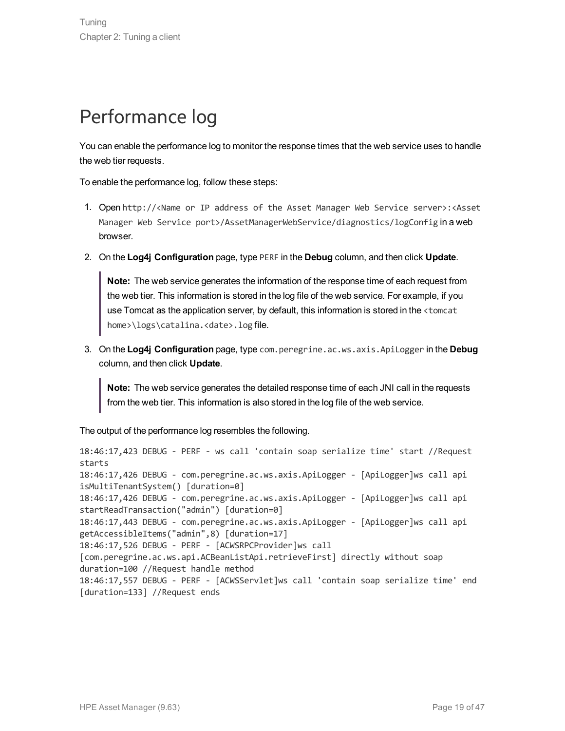# Performance log

You can enable the performance log to monitor the response times that the web service uses to handle the web tier requests.

To enable the performance log, follow these steps:

1. Open `http://<Name or IP address of the Asset Manager Web Service server>:<Asset Manager Web Service port>/AssetManagerWebService/diagnostics/logConfig` in a web browser.
2. On the **Log4j Configuration** page, type `PERF` in the **Debug** column, and then click **Update**.

   > **Note:** The web service generates the information of the response time of each request from the web tier. This information is stored in the log file of the web service. For example, if you use Tomcat as the application server, by default, this information is stored in the `<tomcat home>\logs\catalina.<date>.log` file.

3. On the **Log4j Configuration** page, type `com.peregrine.ac.ws.axis.ApiLogger` in the **Debug** column, and then click **Update**.

   > **Note:** The web service generates the detailed response time of each JNI call in the requests from the web tier. This information is also stored in the log file of the web service.

The output of the performance log resembles the following.

```
18:46:17,423 DEBUG - PERF - ws call 'contain soap serialize time' start //Request
starts
18:46:17,426 DEBUG - com.peregrine.ac.ws.axis.ApiLogger - [ApiLogger]ws call api
isMultiTenantSystem() [duration=0]
18:46:17,426 DEBUG - com.peregrine.ac.ws.axis.ApiLogger - [ApiLogger]ws call api
startReadTransaction("admin") [duration=0]
18:46:17,443 DEBUG - com.peregrine.ac.ws.axis.ApiLogger - [ApiLogger]ws call api
getAccessibleItems("admin",8) [duration=17]
18:46:17,526 DEBUG - PERF - [ACWSRPCProvider]ws call
[com.peregrine.ac.ws.api.ACBeanListApi.retrieveFirst] directly without soap
duration=100 //Request handle method
18:46:17,557 DEBUG - PERF - [ACWSServlet]ws call 'contain soap serialize time' end
[duration=133] //Request ends
```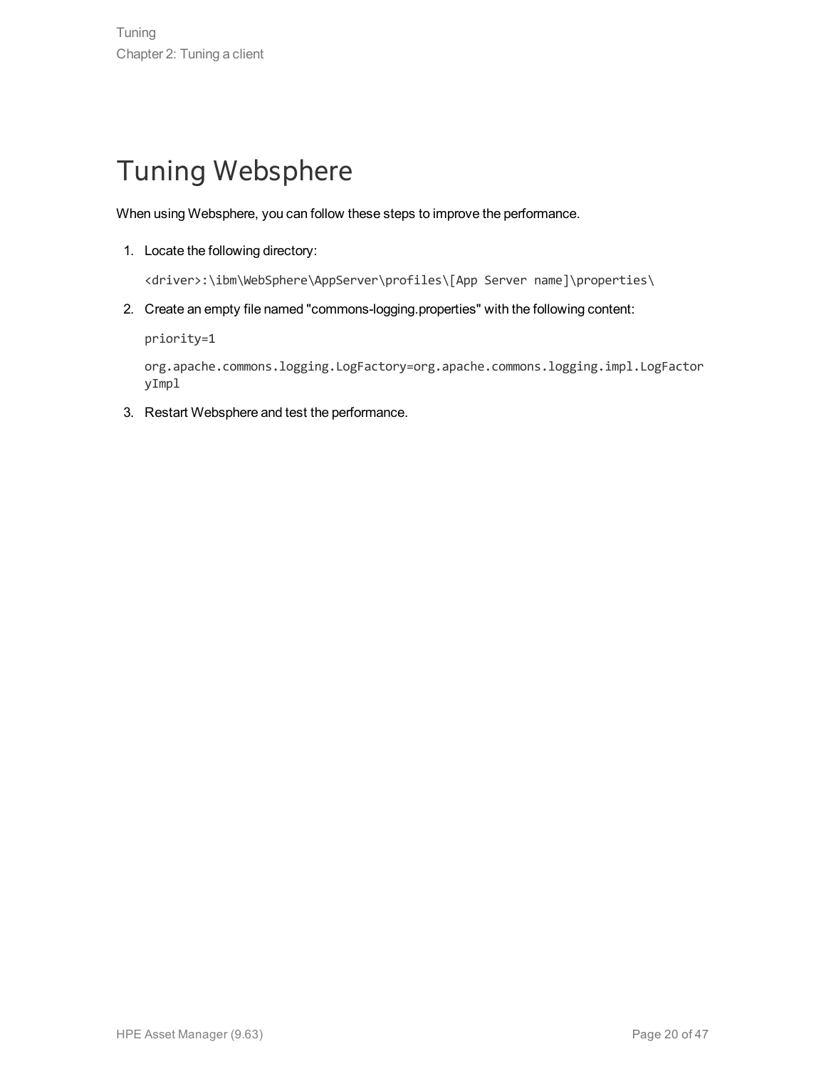# Tuning Websphere

When using Websphere, you can follow these steps to improve the performance.

1. Locate the following directory:

   ```
   <driver>:\ibm\WebSphere\AppServer\profiles\[App Server name]\properties\
   ```

2. Create an empty file named "commons-logging.properties" with the following content:

   ```
   priority=1
   ```

   ```
   org.apache.commons.logging.LogFactory=org.apache.commons.logging.impl.LogFactoryImpl
   ```

3. Restart Websphere and test the performance.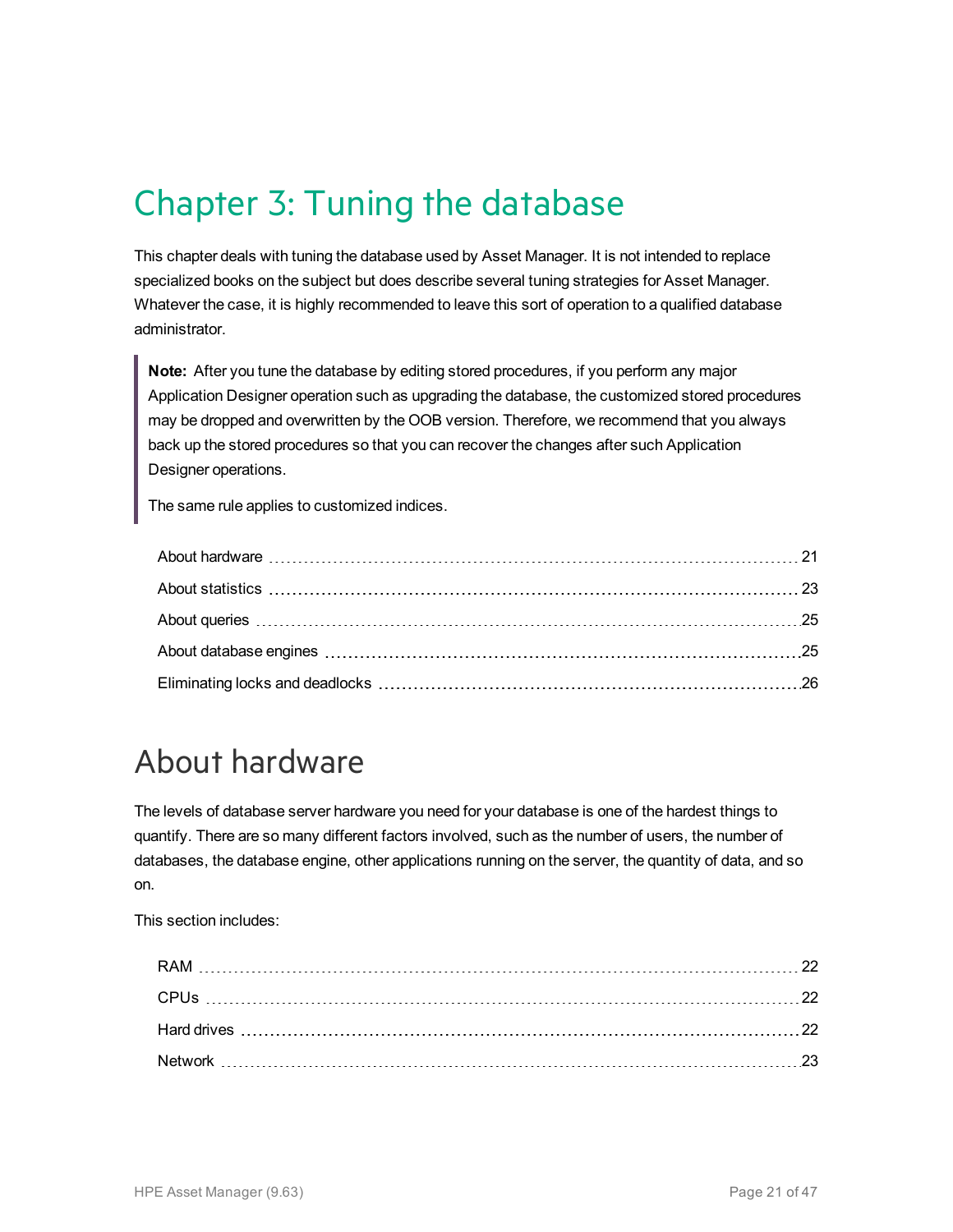# Chapter 3: Tuning the database

This chapter deals with tuning the database used by Asset Manager. It is not intended to replace specialized books on the subject but does describe several tuning strategies for Asset Manager. Whatever the case, it is highly recommended to leave this sort of operation to a qualified database administrator.

> **Note:** After you tune the database by editing stored procedures, if you perform any major Application Designer operation such as upgrading the database, the customized stored procedures may be dropped and overwritten by the OOB version. Therefore, we recommend that you always back up the stored procedures so that you can recover the changes after such Application Designer operations.
>
> The same rule applies to customized indices.

- About hardware ... 21
- About statistics ... 23
- About queries ... 25
- About database engines ... 25
- Eliminating locks and deadlocks ... 26

## About hardware

The levels of database server hardware you need for your database is one of the hardest things to quantify. There are so many different factors involved, such as the number of users, the number of databases, the database engine, other applications running on the server, the quantity of data, and so on.

This section includes:

- RAM ... 22
- CPUs ... 22
- Hard drives ... 22
- Network ... 23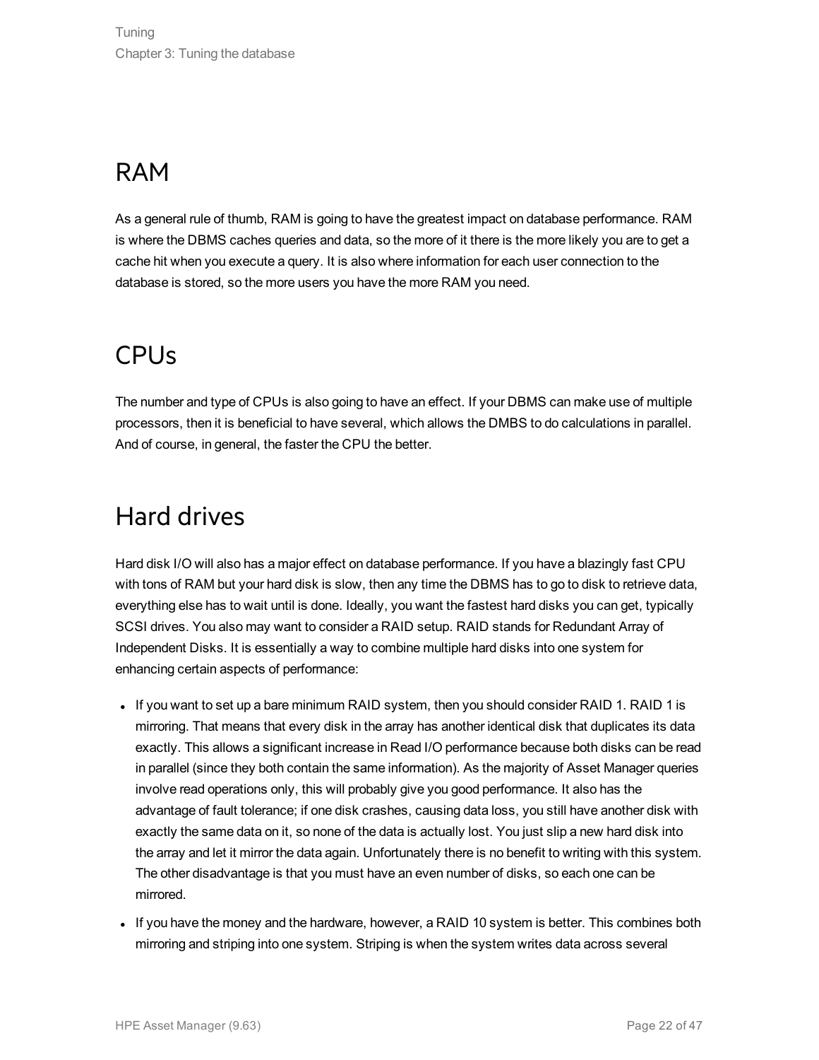## RAM

As a general rule of thumb, RAM is going to have the greatest impact on database performance. RAM is where the DBMS caches queries and data, so the more of it there is the more likely you are to get a cache hit when you execute a query. It is also where information for each user connection to the database is stored, so the more users you have the more RAM you need.

## CPUs

The number and type of CPUs is also going to have an effect. If your DBMS can make use of multiple processors, then it is beneficial to have several, which allows the DMBS to do calculations in parallel. And of course, in general, the faster the CPU the better.

## Hard drives

Hard disk I/O will also has a major effect on database performance. If you have a blazingly fast CPU with tons of RAM but your hard disk is slow, then any time the DBMS has to go to disk to retrieve data, everything else has to wait until is done. Ideally, you want the fastest hard disks you can get, typically SCSI drives. You also may want to consider a RAID setup. RAID stands for Redundant Array of Independent Disks. It is essentially a way to combine multiple hard disks into one system for enhancing certain aspects of performance:

- If you want to set up a bare minimum RAID system, then you should consider RAID 1. RAID 1 is mirroring. That means that every disk in the array has another identical disk that duplicates its data exactly. This allows a significant increase in Read I/O performance because both disks can be read in parallel (since they both contain the same information). As the majority of Asset Manager queries involve read operations only, this will probably give you good performance. It also has the advantage of fault tolerance; if one disk crashes, causing data loss, you still have another disk with exactly the same data on it, so none of the data is actually lost. You just slip a new hard disk into the array and let it mirror the data again. Unfortunately there is no benefit to writing with this system. The other disadvantage is that you must have an even number of disks, so each one can be mirrored.
- If you have the money and the hardware, however, a RAID 10 system is better. This combines both mirroring and striping into one system. Striping is when the system writes data across several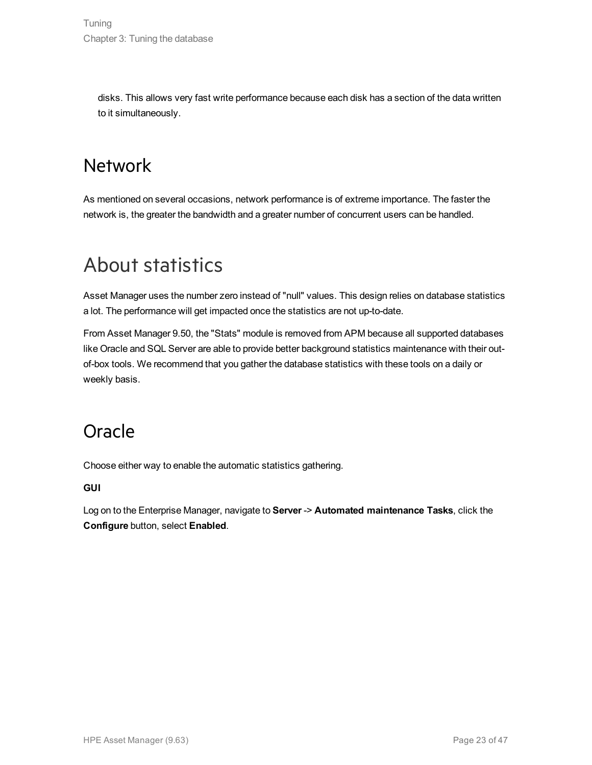disks. This allows very fast write performance because each disk has a section of the data written to it simultaneously.

## Network

As mentioned on several occasions, network performance is of extreme importance. The faster the network is, the greater the bandwidth and a greater number of concurrent users can be handled.

# About statistics

Asset Manager uses the number zero instead of "null" values. This design relies on database statistics a lot. The performance will get impacted once the statistics are not up-to-date.

From Asset Manager 9.50, the "Stats" module is removed from APM because all supported databases like Oracle and SQL Server are able to provide better background statistics maintenance with their out-of-box tools. We recommend that you gather the database statistics with these tools on a daily or weekly basis.

## Oracle

Choose either way to enable the automatic statistics gathering.

**GUI**

Log on to the Enterprise Manager, navigate to **Server** -> **Automated maintenance Tasks**, click the **Configure** button, select **Enabled**.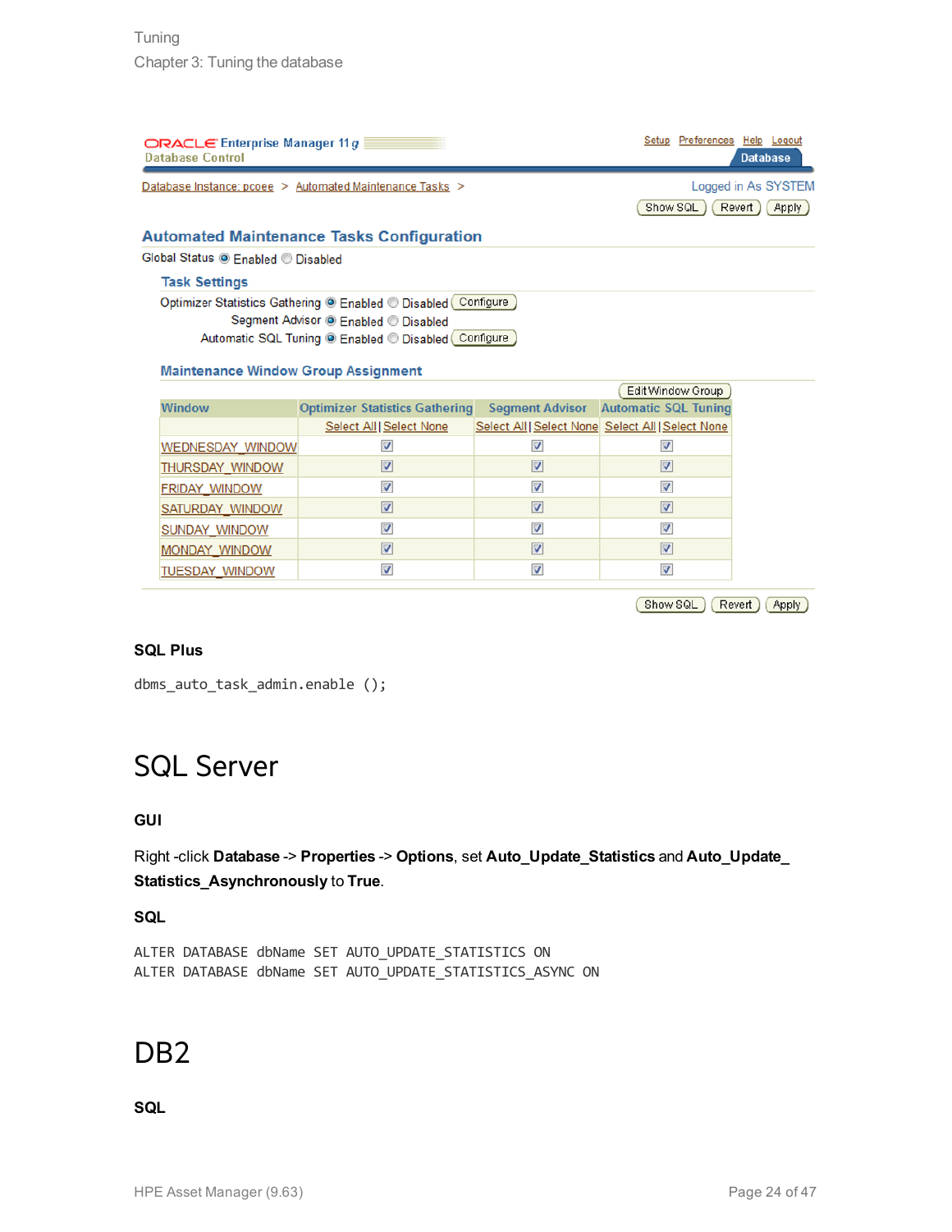**SQL Plus**

```
dbms_auto_task_admin.enable ();
```

# SQL Server

**GUI**

Right -click **Database** -> **Properties** -> **Options**, set **Auto_Update_Statistics** and **Auto_Update_ Statistics_Asynchronously** to **True**.

**SQL**

```
ALTER DATABASE dbName SET AUTO_UPDATE_STATISTICS ON
ALTER DATABASE dbName SET AUTO_UPDATE_STATISTICS_ASYNC ON
```

# DB2

**SQL**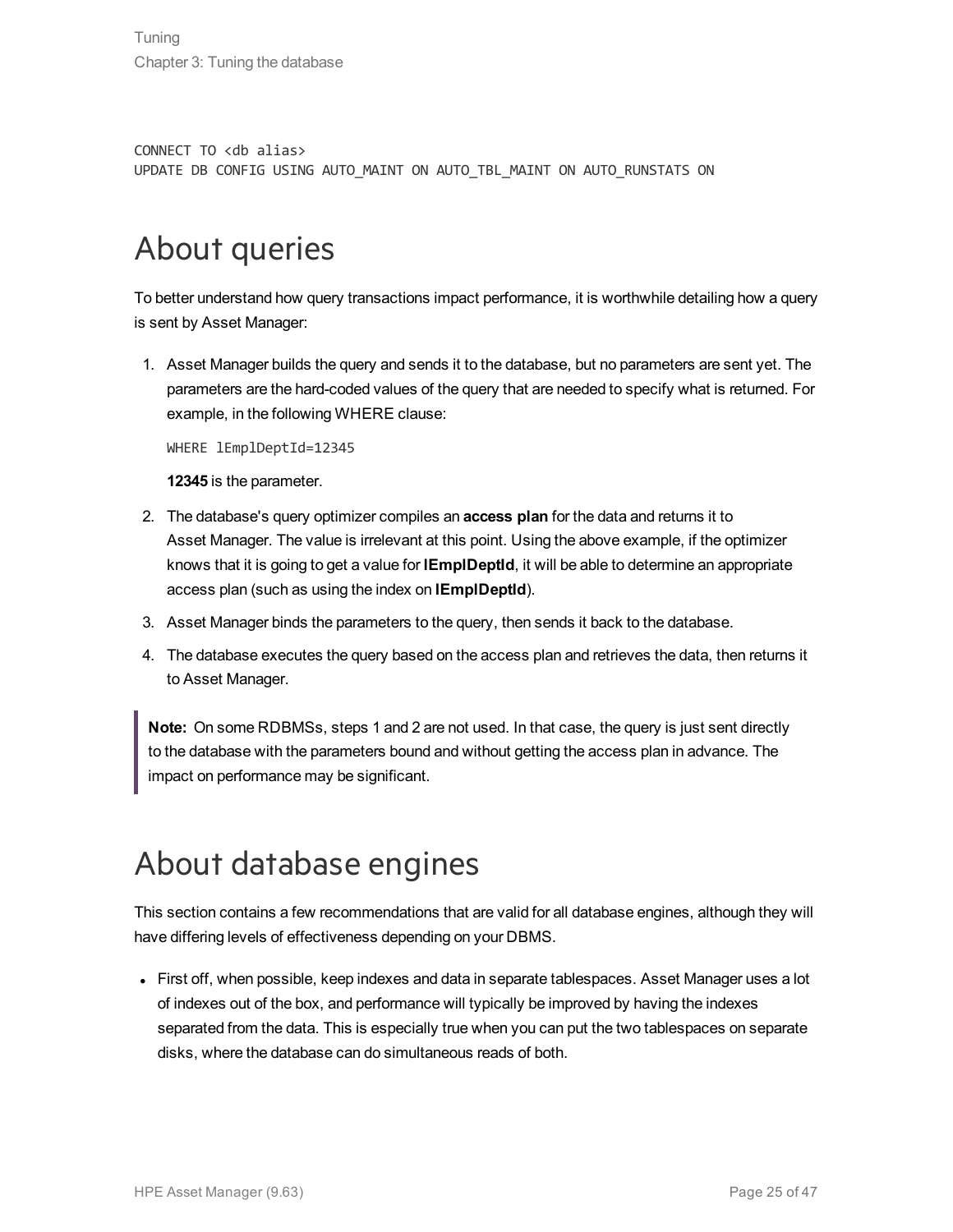```
CONNECT TO <db alias>
UPDATE DB CONFIG USING AUTO_MAINT ON AUTO_TBL_MAINT ON AUTO_RUNSTATS ON
```

# About queries

To better understand how query transactions impact performance, it is worthwhile detailing how a query is sent by Asset Manager:

1. Asset Manager builds the query and sends it to the database, but no parameters are sent yet. The parameters are the hard-coded values of the query that are needed to specify what is returned. For example, in the following WHERE clause:

   ```
   WHERE lEmplDeptId=12345
   ```

   **12345** is the parameter.

2. The database's query optimizer compiles an **access plan** for the data and returns it to Asset Manager. The value is irrelevant at this point. Using the above example, if the optimizer knows that it is going to get a value for **lEmplDeptId**, it will be able to determine an appropriate access plan (such as using the index on **lEmplDeptId**).
3. Asset Manager binds the parameters to the query, then sends it back to the database.
4. The database executes the query based on the access plan and retrieves the data, then returns it to Asset Manager.

> **Note:** On some RDBMSs, steps 1 and 2 are not used. In that case, the query is just sent directly to the database with the parameters bound and without getting the access plan in advance. The impact on performance may be significant.

# About database engines

This section contains a few recommendations that are valid for all database engines, although they will have differing levels of effectiveness depending on your DBMS.

- First off, when possible, keep indexes and data in separate tablespaces. Asset Manager uses a lot of indexes out of the box, and performance will typically be improved by having the indexes separated from the data. This is especially true when you can put the two tablespaces on separate disks, where the database can do simultaneous reads of both.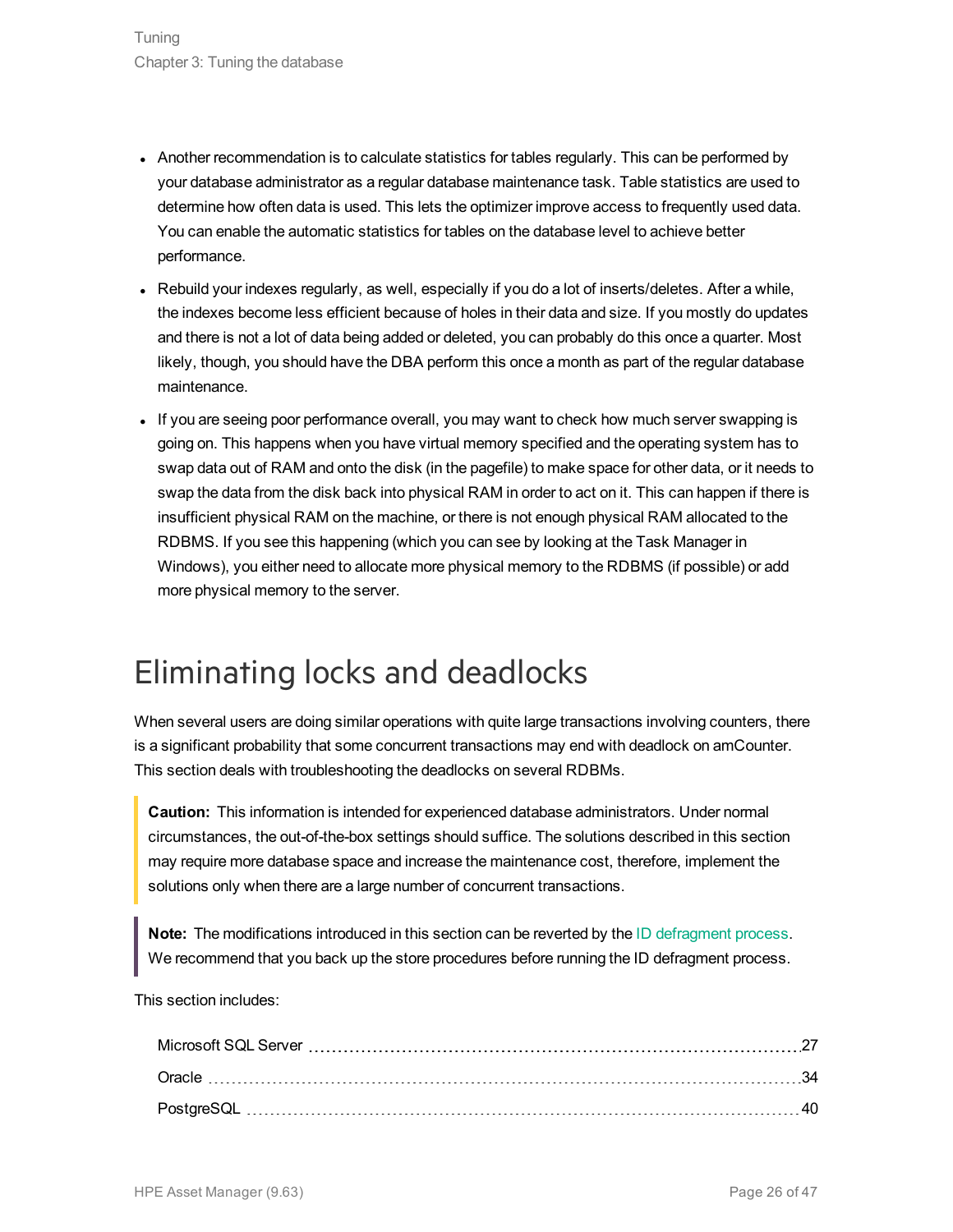- Another recommendation is to calculate statistics for tables regularly. This can be performed by your database administrator as a regular database maintenance task. Table statistics are used to determine how often data is used. This lets the optimizer improve access to frequently used data. You can enable the automatic statistics for tables on the database level to achieve better performance.
- Rebuild your indexes regularly, as well, especially if you do a lot of inserts/deletes. After a while, the indexes become less efficient because of holes in their data and size. If you mostly do updates and there is not a lot of data being added or deleted, you can probably do this once a quarter. Most likely, though, you should have the DBA perform this once a month as part of the regular database maintenance.
- If you are seeing poor performance overall, you may want to check how much server swapping is going on. This happens when you have virtual memory specified and the operating system has to swap data out of RAM and onto the disk (in the pagefile) to make space for other data, or it needs to swap the data from the disk back into physical RAM in order to act on it. This can happen if there is insufficient physical RAM on the machine, or there is not enough physical RAM allocated to the RDBMS. If you see this happening (which you can see by looking at the Task Manager in Windows), you either need to allocate more physical memory to the RDBMS (if possible) or add more physical memory to the server.

# Eliminating locks and deadlocks

When several users are doing similar operations with quite large transactions involving counters, there is a significant probability that some concurrent transactions may end with deadlock on amCounter. This section deals with troubleshooting the deadlocks on several RDBMs.

> **Caution:** This information is intended for experienced database administrators. Under normal circumstances, the out-of-the-box settings should suffice. The solutions described in this section may require more database space and increase the maintenance cost, therefore, implement the solutions only when there are a large number of concurrent transactions.

> **Note:** The modifications introduced in this section can be reverted by the ID defragment process. We recommend that you back up the store procedures before running the ID defragment process.

This section includes:

- Microsoft SQL Server ........ 27
- Oracle ........ 34
- PostgreSQL ........ 40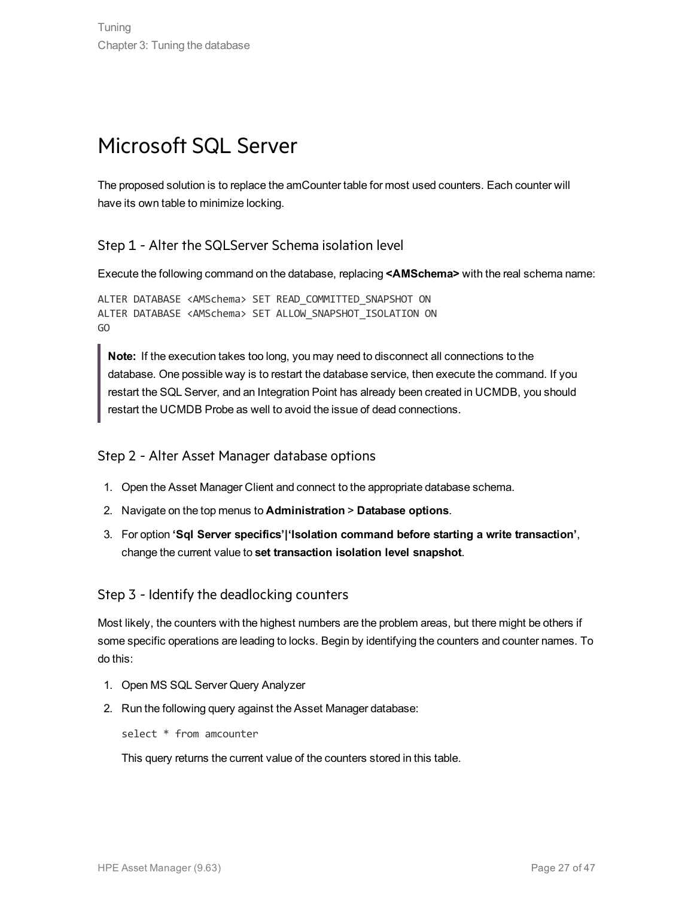# Microsoft SQL Server

The proposed solution is to replace the amCounter table for most used counters. Each counter will have its own table to minimize locking.

## Step 1 - Alter the SQLServer Schema isolation level

Execute the following command on the database, replacing **<AMSchema>** with the real schema name:

```
ALTER DATABASE <AMSchema> SET READ_COMMITTED_SNAPSHOT ON
ALTER DATABASE <AMSchema> SET ALLOW_SNAPSHOT_ISOLATION ON
GO
```

> **Note:** If the execution takes too long, you may need to disconnect all connections to the database. One possible way is to restart the database service, then execute the command. If you restart the SQL Server, and an Integration Point has already been created in UCMDB, you should restart the UCMDB Probe as well to avoid the issue of dead connections.

## Step 2 - Alter Asset Manager database options

1. Open the Asset Manager Client and connect to the appropriate database schema.
2. Navigate on the top menus to **Administration** > **Database options**.
3. For option **'Sql Server specifics'|'Isolation command before starting a write transaction'**, change the current value to **set transaction isolation level snapshot**.

## Step 3 - Identify the deadlocking counters

Most likely, the counters with the highest numbers are the problem areas, but there might be others if some specific operations are leading to locks. Begin by identifying the counters and counter names. To do this:

1. Open MS SQL Server Query Analyzer
2. Run the following query against the Asset Manager database:

   ```
   select * from amcounter
   ```

   This query returns the current value of the counters stored in this table.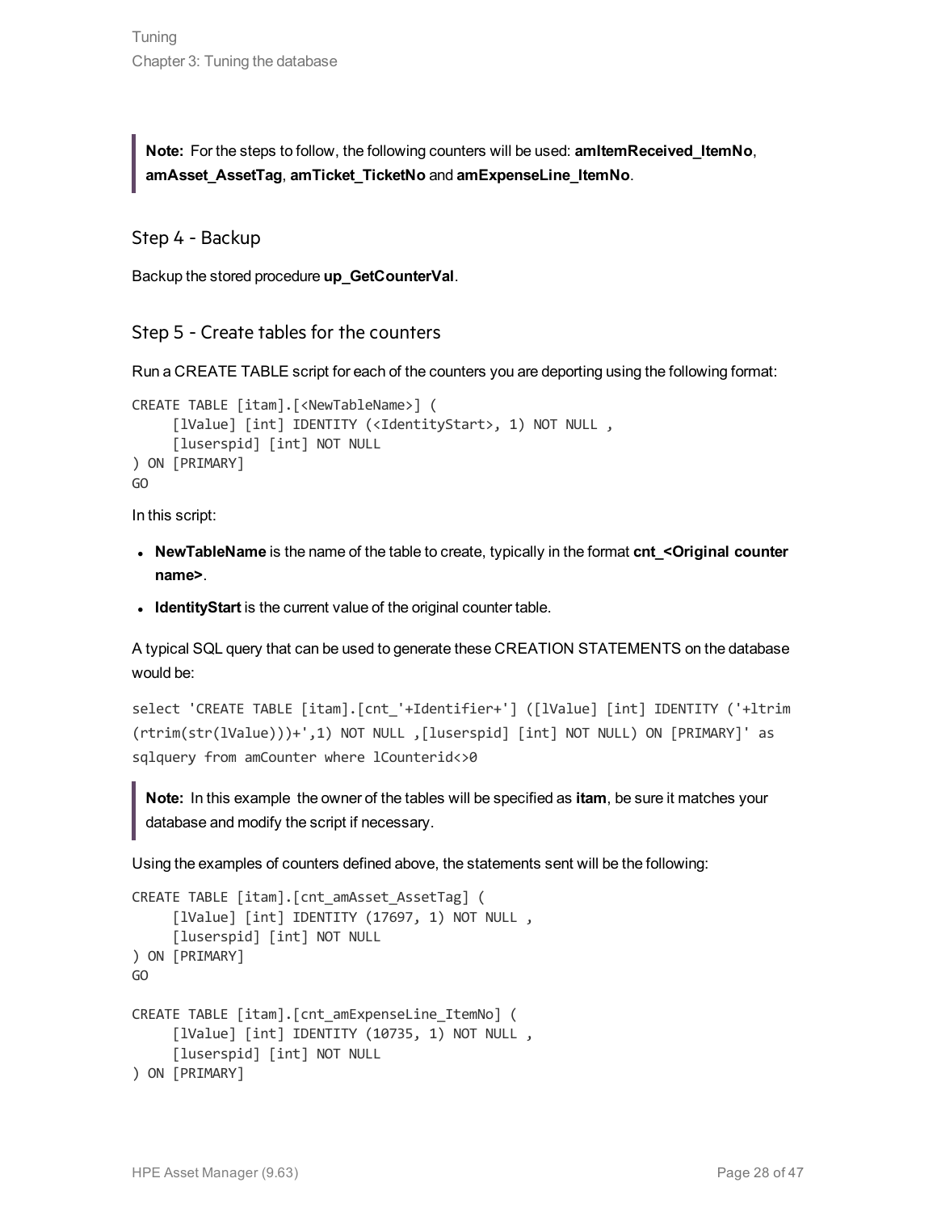> **Note:** For the steps to follow, the following counters will be used: **amItemReceived_ItemNo**, **amAsset_AssetTag**, **amTicket_TicketNo** and **amExpenseLine_ItemNo**.

## Step 4 - Backup

Backup the stored procedure **up_GetCounterVal**.

## Step 5 - Create tables for the counters

Run a CREATE TABLE script for each of the counters you are deporting using the following format:

```
CREATE TABLE [itam].[<NewTableName>] (
     [lValue] [int] IDENTITY (<IdentityStart>, 1) NOT NULL ,
     [luserspid] [int] NOT NULL
) ON [PRIMARY]
GO
```

In this script:

- **NewTableName** is the name of the table to create, typically in the format **cnt_<Original counter name>**.
- **IdentityStart** is the current value of the original counter table.

A typical SQL query that can be used to generate these CREATION STATEMENTS on the database would be:

```
select 'CREATE TABLE [itam].[cnt_'+Identifier+'] ([lValue] [int] IDENTITY ('+ltrim
(rtrim(str(lValue)))+',1) NOT NULL ,[luserspid] [int] NOT NULL) ON [PRIMARY]' as
sqlquery from amCounter where lCounterid<>0
```

> **Note:** In this example the owner of the tables will be specified as **itam**, be sure it matches your database and modify the script if necessary.

Using the examples of counters defined above, the statements sent will be the following:

```
CREATE TABLE [itam].[cnt_amAsset_AssetTag] (
     [lValue] [int] IDENTITY (17697, 1) NOT NULL ,
     [luserspid] [int] NOT NULL
) ON [PRIMARY]
GO

CREATE TABLE [itam].[cnt_amExpenseLine_ItemNo] (
     [lValue] [int] IDENTITY (10735, 1) NOT NULL ,
     [luserspid] [int] NOT NULL
) ON [PRIMARY]
```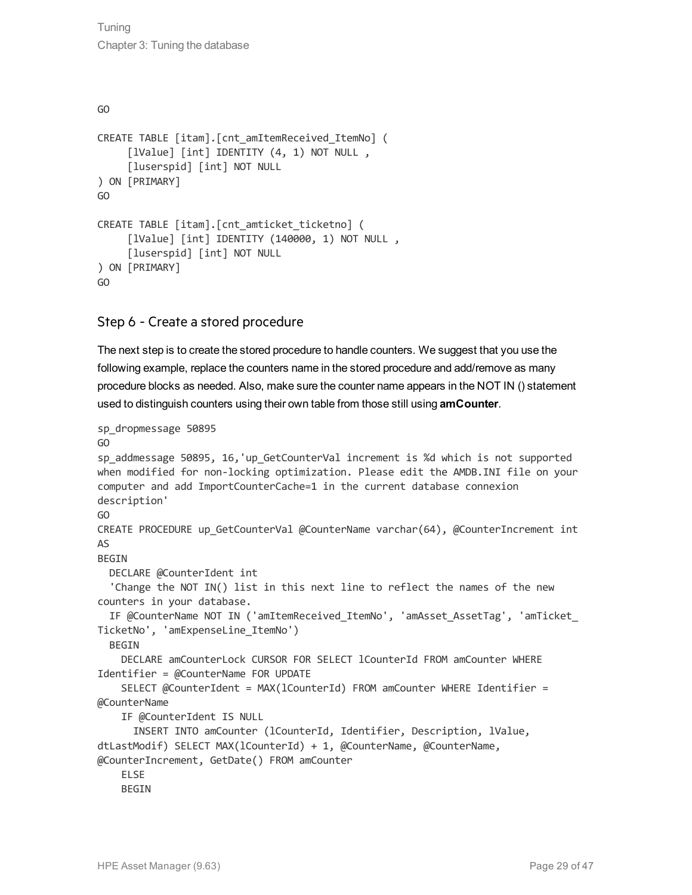```
GO

CREATE TABLE [itam].[cnt_amItemReceived_ItemNo] (
     [lValue] [int] IDENTITY (4, 1) NOT NULL ,
     [luserspid] [int] NOT NULL
) ON [PRIMARY]
GO

CREATE TABLE [itam].[cnt_amticket_ticketno] (
     [lValue] [int] IDENTITY (140000, 1) NOT NULL ,
     [luserspid] [int] NOT NULL
) ON [PRIMARY]
GO
```

## Step 6 - Create a stored procedure

The next step is to create the stored procedure to handle counters. We suggest that you use the following example, replace the counters name in the stored procedure and add/remove as many procedure blocks as needed. Also, make sure the counter name appears in the NOT IN () statement used to distinguish counters using their own table from those still using **amCounter**.

```
sp_dropmessage 50895
GO
sp_addmessage 50895, 16,'up_GetCounterVal increment is %d which is not supported
when modified for non-locking optimization. Please edit the AMDB.INI file on your
computer and add ImportCounterCache=1 in the current database connexion
description'
GO
CREATE PROCEDURE up_GetCounterVal @CounterName varchar(64), @CounterIncrement int
AS
BEGIN
  DECLARE @CounterIdent int
  'Change the NOT IN() list in this next line to reflect the names of the new
counters in your database.
  IF @CounterName NOT IN ('amItemReceived_ItemNo', 'amAsset_AssetTag', 'amTicket_
TicketNo', 'amExpenseLine_ItemNo')
  BEGIN
    DECLARE amCounterLock CURSOR FOR SELECT lCounterId FROM amCounter WHERE
Identifier = @CounterName FOR UPDATE
    SELECT @CounterIdent = MAX(lCounterId) FROM amCounter WHERE Identifier =
@CounterName
    IF @CounterIdent IS NULL
      INSERT INTO amCounter (lCounterId, Identifier, Description, lValue,
dtLastModif) SELECT MAX(lCounterId) + 1, @CounterName, @CounterName,
@CounterIncrement, GetDate() FROM amCounter
    ELSE
    BEGIN
```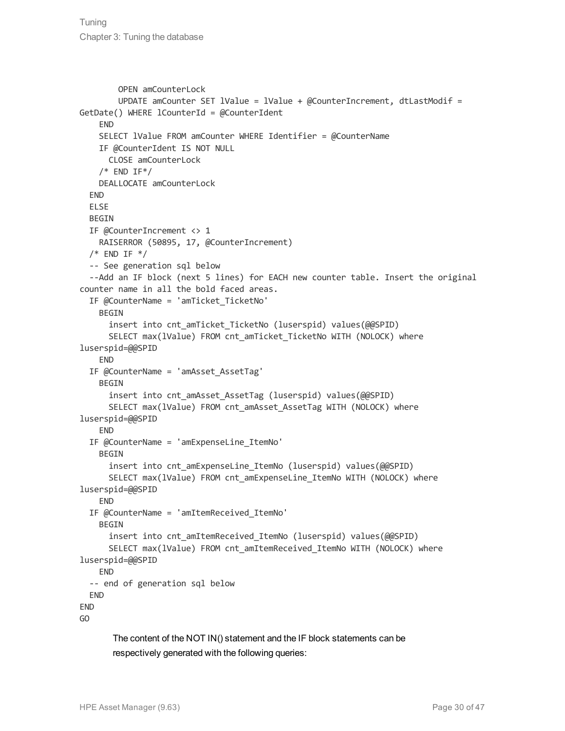```
        OPEN amCounterLock
        UPDATE amCounter SET lValue = lValue + @CounterIncrement, dtLastModif =
GetDate() WHERE lCounterId = @CounterIdent
    END
    SELECT lValue FROM amCounter WHERE Identifier = @CounterName
    IF @CounterIdent IS NOT NULL
      CLOSE amCounterLock
    /* END IF*/
    DEALLOCATE amCounterLock
  END
  ELSE
  BEGIN
  IF @CounterIncrement <> 1
    RAISERROR (50895, 17, @CounterIncrement)
  /* END IF */
  -- See generation sql below
  --Add an IF block (next 5 lines) for EACH new counter table. Insert the original
counter name in all the bold faced areas.
  IF @CounterName = 'amTicket_TicketNo'
    BEGIN
      insert into cnt_amTicket_TicketNo (luserspid) values(@@SPID)
      SELECT max(lValue) FROM cnt_amTicket_TicketNo WITH (NOLOCK) where
luserspid=@@SPID
    END
  IF @CounterName = 'amAsset_AssetTag'
    BEGIN
      insert into cnt_amAsset_AssetTag (luserspid) values(@@SPID)
      SELECT max(lValue) FROM cnt_amAsset_AssetTag WITH (NOLOCK) where
luserspid=@@SPID
    END
  IF @CounterName = 'amExpenseLine_ItemNo'
    BEGIN
      insert into cnt_amExpenseLine_ItemNo (luserspid) values(@@SPID)
      SELECT max(lValue) FROM cnt_amExpenseLine_ItemNo WITH (NOLOCK) where
luserspid=@@SPID
    END
  IF @CounterName = 'amItemReceived_ItemNo'
    BEGIN
      insert into cnt_amItemReceived_ItemNo (luserspid) values(@@SPID)
      SELECT max(lValue) FROM cnt_amItemReceived_ItemNo WITH (NOLOCK) where
luserspid=@@SPID
    END
  -- end of generation sql below
  END
END
GO
```

The content of the NOT IN() statement and the IF block statements can be respectively generated with the following queries: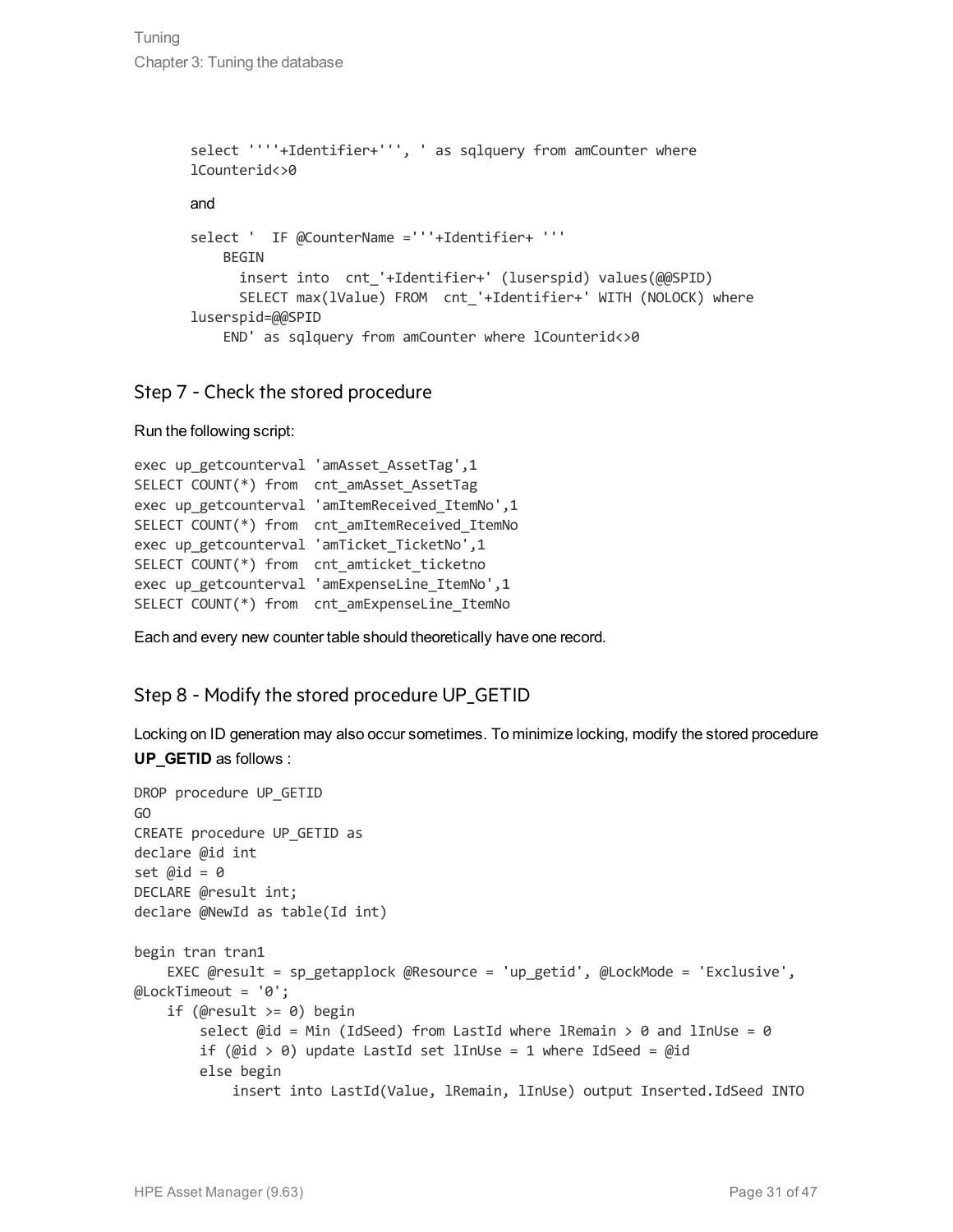```
select ''''+Identifier+''', ' as sqlquery from amCounter where
lCounterid<>0
```

and

```
select '  IF @CounterName ='''+Identifier+ '''
    BEGIN
      insert into  cnt_'+Identifier+' (luserspid) values(@@SPID)
      SELECT max(lValue) FROM  cnt_'+Identifier+' WITH (NOLOCK) where
luserspid=@@SPID
    END' as sqlquery from amCounter where lCounterid<>0
```

## Step 7 - Check the stored procedure

Run the following script:

```
exec up_getcounterval 'amAsset_AssetTag',1
SELECT COUNT(*) from  cnt_amAsset_AssetTag
exec up_getcounterval 'amItemReceived_ItemNo',1
SELECT COUNT(*) from  cnt_amItemReceived_ItemNo
exec up_getcounterval 'amTicket_TicketNo',1
SELECT COUNT(*) from  cnt_amticket_ticketno
exec up_getcounterval 'amExpenseLine_ItemNo',1
SELECT COUNT(*) from  cnt_amExpenseLine_ItemNo
```

Each and every new counter table should theoretically have one record.

## Step 8 - Modify the stored procedure UP_GETID

Locking on ID generation may also occur sometimes. To minimize locking, modify the stored procedure **UP_GETID** as follows :

```
DROP procedure UP_GETID
GO
CREATE procedure UP_GETID as
declare @id int
set @id = 0
DECLARE @result int;
declare @NewId as table(Id int)

begin tran tran1
    EXEC @result = sp_getapplock @Resource = 'up_getid', @LockMode = 'Exclusive',
@LockTimeout = '0';
    if (@result >= 0) begin
        select @id = Min (IdSeed) from LastId where lRemain > 0 and lInUse = 0
        if (@id > 0) update LastId set lInUse = 1 where IdSeed = @id
        else begin
            insert into LastId(Value, lRemain, lInUse) output Inserted.IdSeed INTO
```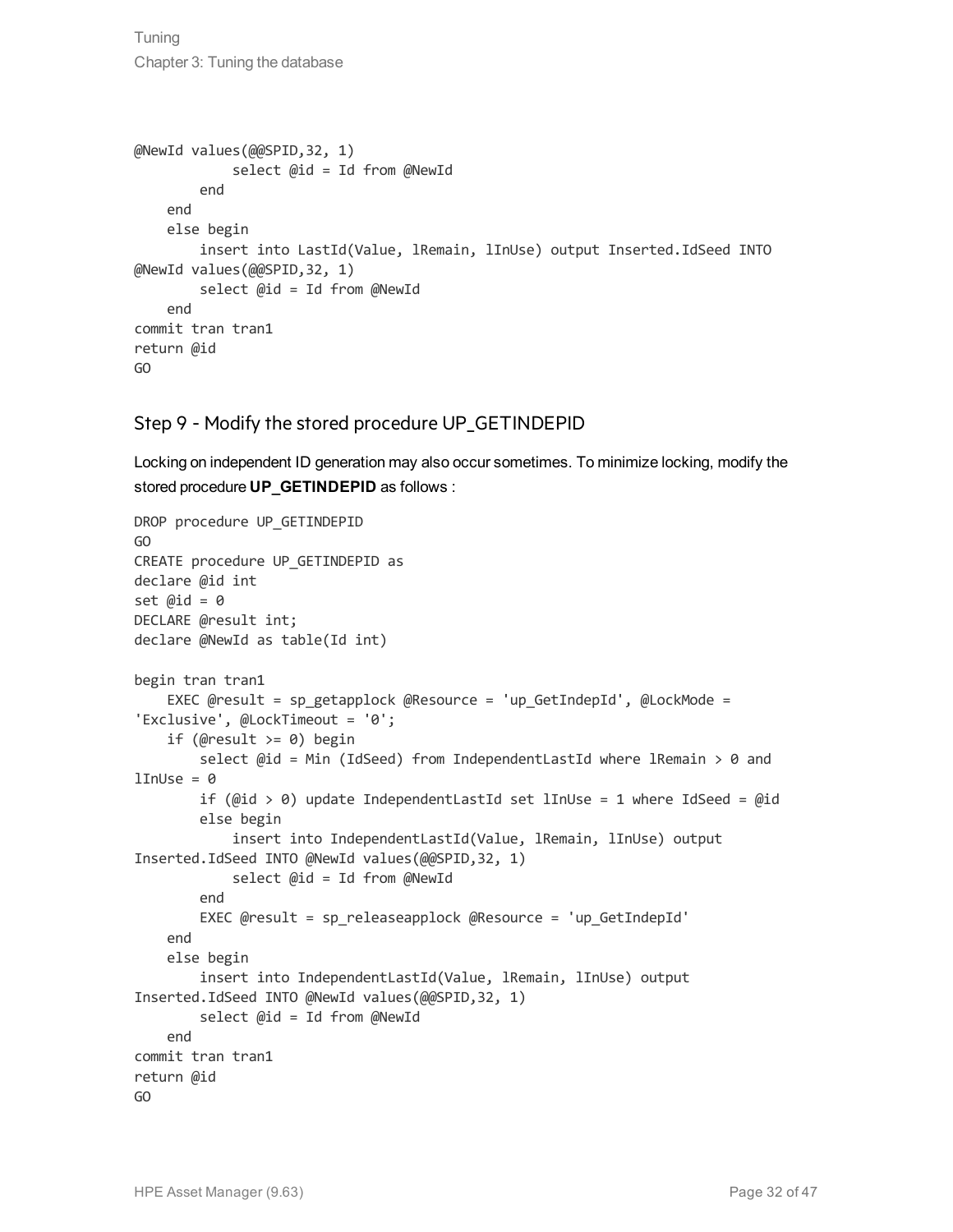```
@NewId values(@@SPID,32, 1)
            select @id = Id from @NewId
        end
    end
    else begin
        insert into LastId(Value, lRemain, lInUse) output Inserted.IdSeed INTO
@NewId values(@@SPID,32, 1)
        select @id = Id from @NewId
    end
commit tran tran1
return @id
GO
```

## Step 9 - Modify the stored procedure UP_GETINDEPID

Locking on independent ID generation may also occur sometimes. To minimize locking, modify the stored procedure **UP_GETINDEPID** as follows :

```
DROP procedure UP_GETINDEPID
GO
CREATE procedure UP_GETINDEPID as
declare @id int
set @id = 0
DECLARE @result int;
declare @NewId as table(Id int)

begin tran tran1
    EXEC @result = sp_getapplock @Resource = 'up_GetIndepId', @LockMode =
'Exclusive', @LockTimeout = '0';
    if (@result >= 0) begin
        select @id = Min (IdSeed) from IndependentLastId where lRemain > 0 and
lInUse = 0
        if (@id > 0) update IndependentLastId set lInUse = 1 where IdSeed = @id
        else begin
            insert into IndependentLastId(Value, lRemain, lInUse) output
Inserted.IdSeed INTO @NewId values(@@SPID,32, 1)
            select @id = Id from @NewId
        end
        EXEC @result = sp_releaseapplock @Resource = 'up_GetIndepId'
    end
    else begin
        insert into IndependentLastId(Value, lRemain, lInUse) output
Inserted.IdSeed INTO @NewId values(@@SPID,32, 1)
        select @id = Id from @NewId
    end
commit tran tran1
return @id
GO
```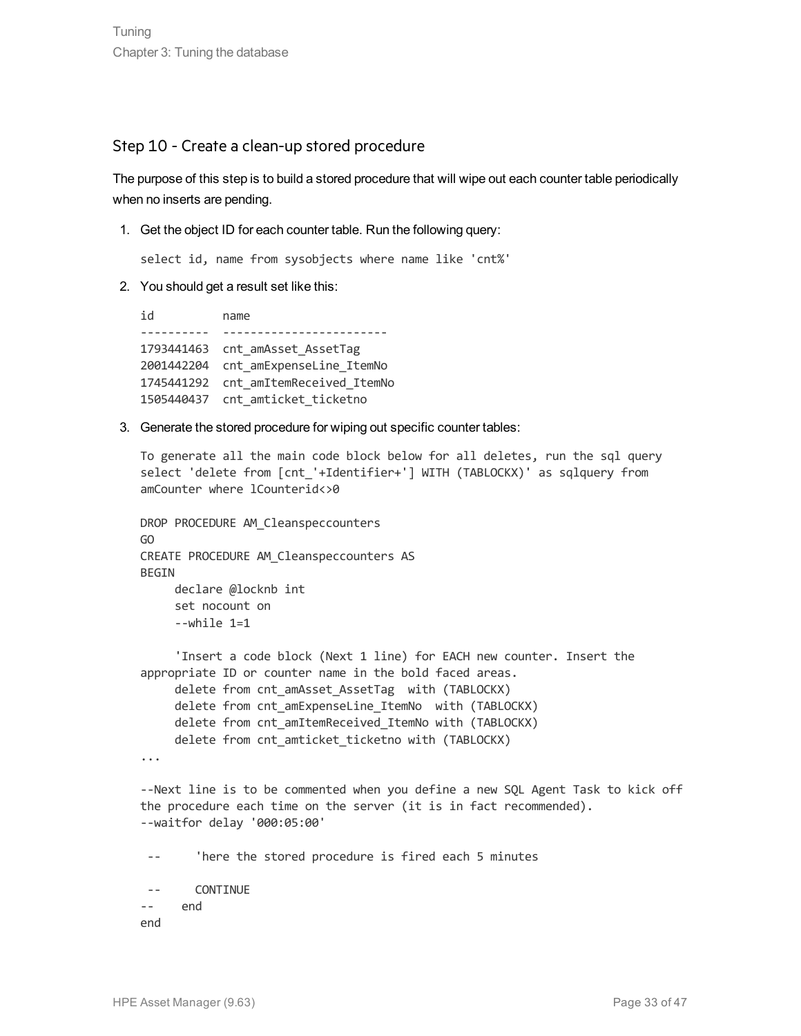## Step 10 - Create a clean-up stored procedure

The purpose of this step is to build a stored procedure that will wipe out each counter table periodically when no inserts are pending.

1. Get the object ID for each counter table. Run the following query:

   ```
   select id, name from sysobjects where name like 'cnt%'
   ```

2. You should get a result set like this:

   ```
   id          name
   ----------  ------------------------
   1793441463  cnt_amAsset_AssetTag
   2001442204  cnt_amExpenseLine_ItemNo
   1745441292  cnt_amItemReceived_ItemNo
   1505440437  cnt_amticket_ticketno
   ```

3. Generate the stored procedure for wiping out specific counter tables:

   ```
   To generate all the main code block below for all deletes, run the sql query
   select 'delete from [cnt_'+Identifier+'] WITH (TABLOCKX)' as sqlquery from
   amCounter where lCounterid<>0

   DROP PROCEDURE AM_Cleanspeccounters
   GO
   CREATE PROCEDURE AM_Cleanspeccounters AS
   BEGIN
        declare @locknb int
        set nocount on
        --while 1=1

        'Insert a code block (Next 1 line) for EACH new counter. Insert the
   appropriate ID or counter name in the bold faced areas.
        delete from cnt_amAsset_AssetTag  with (TABLOCKX)
        delete from cnt_amExpenseLine_ItemNo  with (TABLOCKX)
        delete from cnt_amItemReceived_ItemNo with (TABLOCKX)
        delete from cnt_amticket_ticketno with (TABLOCKX)
   ...

   --Next line is to be commented when you define a new SQL Agent Task to kick off
   the procedure each time on the server (it is in fact recommended).
   --waitfor delay '000:05:00'

    --     'here the stored procedure is fired each 5 minutes

    --     CONTINUE
   --    end
   end
   ```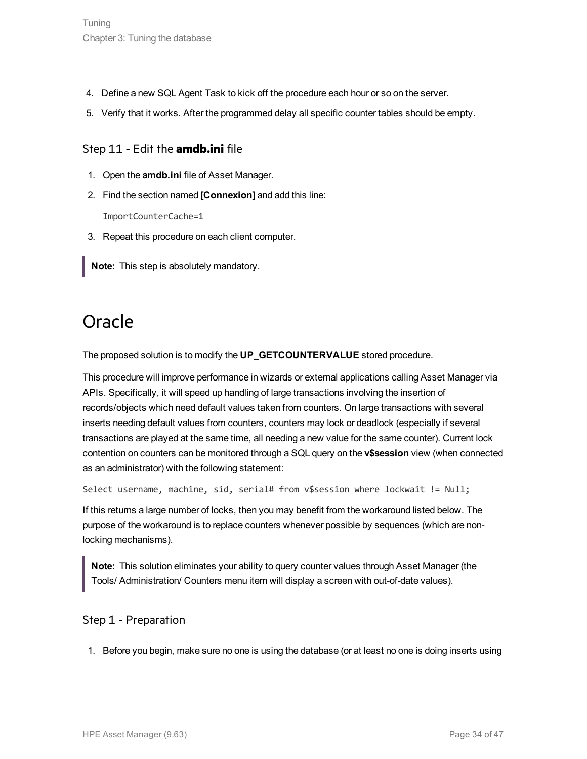4. Define a new SQL Agent Task to kick off the procedure each hour or so on the server.
5. Verify that it works. After the programmed delay all specific counter tables should be empty.

### Step 11 - Edit the **amdb.ini** file

1. Open the **amdb.ini** file of Asset Manager.
2. Find the section named **[Connexion]** and add this line:

   ```
   ImportCounterCache=1
   ```

3. Repeat this procedure on each client computer.

> **Note:** This step is absolutely mandatory.

## Oracle

The proposed solution is to modify the **UP_GETCOUNTERVALUE** stored procedure.

This procedure will improve performance in wizards or external applications calling Asset Manager via APIs. Specifically, it will speed up handling of large transactions involving the insertion of records/objects which need default values taken from counters. On large transactions with several inserts needing default values from counters, counters may lock or deadlock (especially if several transactions are played at the same time, all needing a new value for the same counter). Current lock contention on counters can be monitored through a SQL query on the **v$session** view (when connected as an administrator) with the following statement:

```
Select username, machine, sid, serial# from v$session where lockwait != Null;
```

If this returns a large number of locks, then you may benefit from the workaround listed below. The purpose of the workaround is to replace counters whenever possible by sequences (which are non-locking mechanisms).

> **Note:** This solution eliminates your ability to query counter values through Asset Manager (the Tools/ Administration/ Counters menu item will display a screen with out-of-date values).

### Step 1 - Preparation

1. Before you begin, make sure no one is using the database (or at least no one is doing inserts using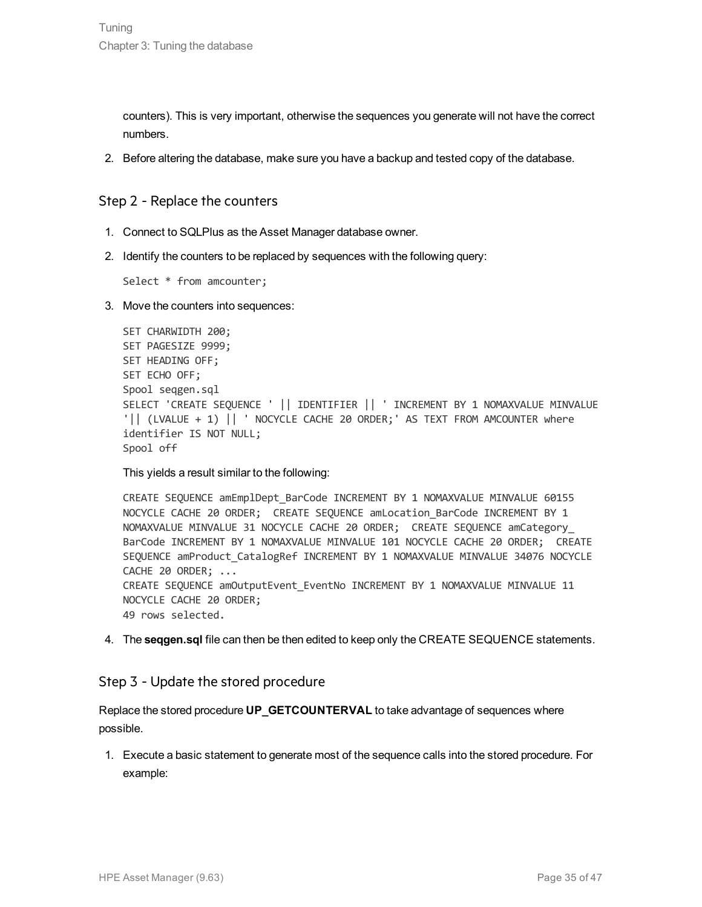counters). This is very important, otherwise the sequences you generate will not have the correct numbers.

2. Before altering the database, make sure you have a backup and tested copy of the database.

### Step 2 - Replace the counters

1. Connect to SQLPlus as the Asset Manager database owner.
2. Identify the counters to be replaced by sequences with the following query:

   ```
   Select * from amcounter;
   ```

3. Move the counters into sequences:

   ```
   SET CHARWIDTH 200;
   SET PAGESIZE 9999;
   SET HEADING OFF;
   SET ECHO OFF;
   Spool seqgen.sql
   SELECT 'CREATE SEQUENCE ' || IDENTIFIER || ' INCREMENT BY 1 NOMAXVALUE MINVALUE
   '|| (LVALUE + 1) || ' NOCYCLE CACHE 20 ORDER;' AS TEXT FROM AMCOUNTER where
   identifier IS NOT NULL;
   Spool off
   ```

   This yields a result similar to the following:

   ```
   CREATE SEQUENCE amEmplDept_BarCode INCREMENT BY 1 NOMAXVALUE MINVALUE 60155
   NOCYCLE CACHE 20 ORDER;  CREATE SEQUENCE amLocation_BarCode INCREMENT BY 1
   NOMAXVALUE MINVALUE 31 NOCYCLE CACHE 20 ORDER;  CREATE SEQUENCE amCategory_
   BarCode INCREMENT BY 1 NOMAXVALUE MINVALUE 101 NOCYCLE CACHE 20 ORDER;  CREATE
   SEQUENCE amProduct_CatalogRef INCREMENT BY 1 NOMAXVALUE MINVALUE 34076 NOCYCLE
   CACHE 20 ORDER; ...
   CREATE SEQUENCE amOutputEvent_EventNo INCREMENT BY 1 NOMAXVALUE MINVALUE 11
   NOCYCLE CACHE 20 ORDER;
   49 rows selected.
   ```

4. The **seqgen.sql** file can then be then edited to keep only the CREATE SEQUENCE statements.

### Step 3 - Update the stored procedure

Replace the stored procedure **UP_GETCOUNTERVAL** to take advantage of sequences where possible.

1. Execute a basic statement to generate most of the sequence calls into the stored procedure. For example: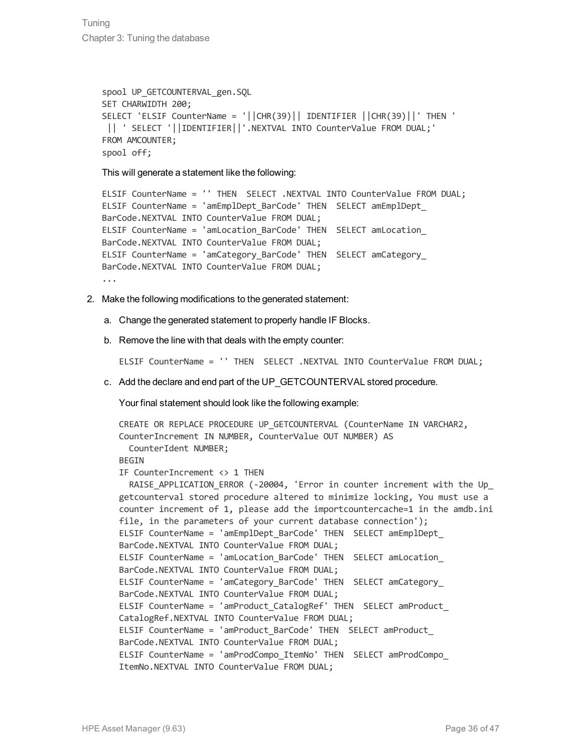```
spool UP_GETCOUNTERVAL_gen.SQL
SET CHARWIDTH 200;
SELECT 'ELSIF CounterName = '||CHR(39)|| IDENTIFIER ||CHR(39)||' THEN '
 || ' SELECT '||IDENTIFIER||'.NEXTVAL INTO CounterValue FROM DUAL;'
FROM AMCOUNTER;
spool off;
```

This will generate a statement like the following:

```
ELSIF CounterName = '' THEN  SELECT .NEXTVAL INTO CounterValue FROM DUAL;
ELSIF CounterName = 'amEmplDept_BarCode' THEN  SELECT amEmplDept_
BarCode.NEXTVAL INTO CounterValue FROM DUAL;
ELSIF CounterName = 'amLocation_BarCode' THEN  SELECT amLocation_
BarCode.NEXTVAL INTO CounterValue FROM DUAL;
ELSIF CounterName = 'amCategory_BarCode' THEN  SELECT amCategory_
BarCode.NEXTVAL INTO CounterValue FROM DUAL;
...
```

2. Make the following modifications to the generated statement:

   a. Change the generated statement to properly handle IF Blocks.

   b. Remove the line with that deals with the empty counter:

   ```
   ELSIF CounterName = '' THEN  SELECT .NEXTVAL INTO CounterValue FROM DUAL;
   ```

   c. Add the declare and end part of the UP_GETCOUNTERVAL stored procedure.

   Your final statement should look like the following example:

   ```
   CREATE OR REPLACE PROCEDURE UP_GETCOUNTERVAL (CounterName IN VARCHAR2,
   CounterIncrement IN NUMBER, CounterValue OUT NUMBER) AS
     CounterIdent NUMBER;
   BEGIN
   IF CounterIncrement <> 1 THEN
     RAISE_APPLICATION_ERROR (-20004, 'Error in counter increment with the Up_
   getcounterval stored procedure altered to minimize locking, You must use a
   counter increment of 1, please add the importcountercache=1 in the amdb.ini
   file, in the parameters of your current database connection');
   ELSIF CounterName = 'amEmplDept_BarCode' THEN  SELECT amEmplDept_
   BarCode.NEXTVAL INTO CounterValue FROM DUAL;
   ELSIF CounterName = 'amLocation_BarCode' THEN  SELECT amLocation_
   BarCode.NEXTVAL INTO CounterValue FROM DUAL;
   ELSIF CounterName = 'amCategory_BarCode' THEN  SELECT amCategory_
   BarCode.NEXTVAL INTO CounterValue FROM DUAL;
   ELSIF CounterName = 'amProduct_CatalogRef' THEN  SELECT amProduct_
   CatalogRef.NEXTVAL INTO CounterValue FROM DUAL;
   ELSIF CounterName = 'amProduct_BarCode' THEN  SELECT amProduct_
   BarCode.NEXTVAL INTO CounterValue FROM DUAL;
   ELSIF CounterName = 'amProdCompo_ItemNo' THEN  SELECT amProdCompo_
   ItemNo.NEXTVAL INTO CounterValue FROM DUAL;
   ```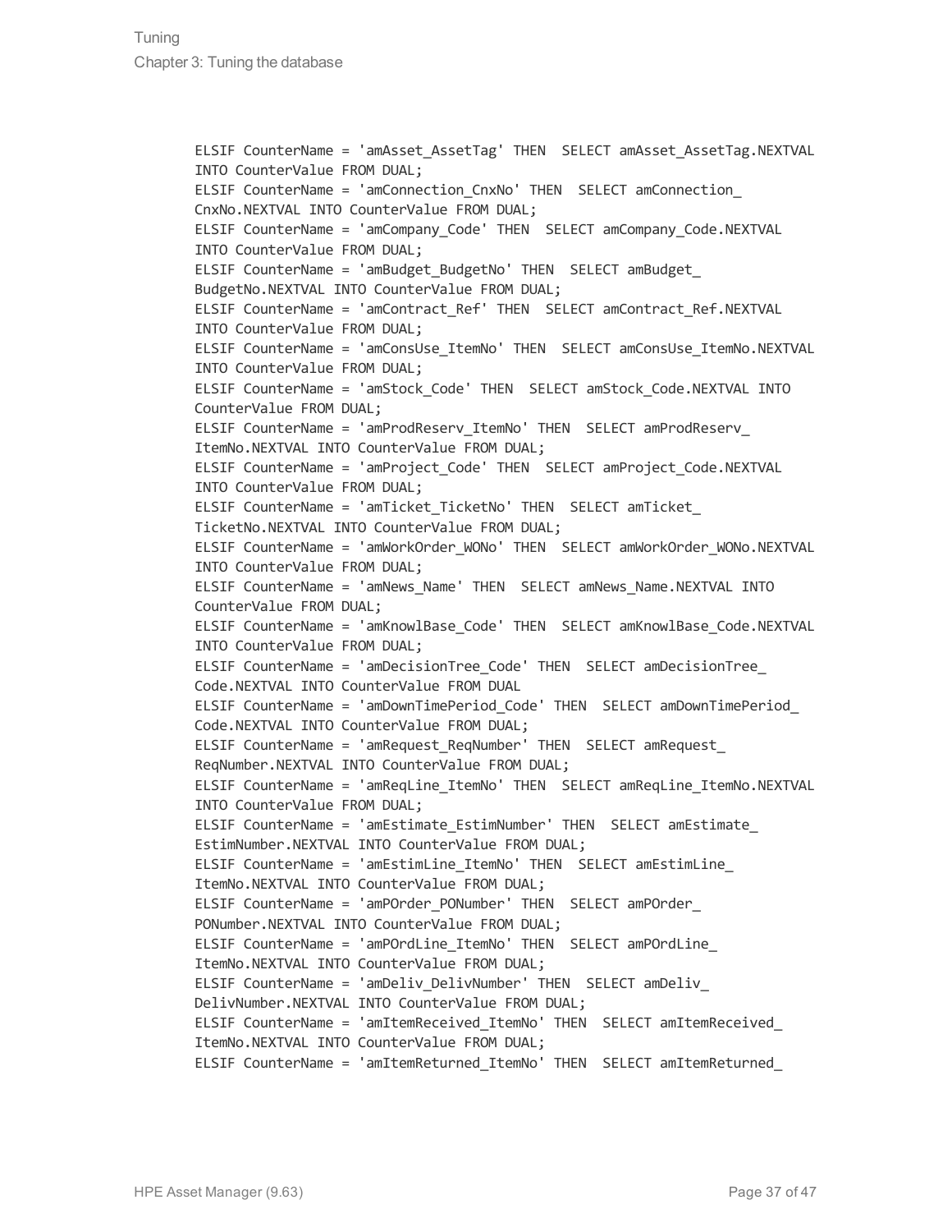```
ELSIF CounterName = 'amAsset_AssetTag' THEN  SELECT amAsset_AssetTag.NEXTVAL
INTO CounterValue FROM DUAL;
ELSIF CounterName = 'amConnection_CnxNo' THEN  SELECT amConnection_
CnxNo.NEXTVAL INTO CounterValue FROM DUAL;
ELSIF CounterName = 'amCompany_Code' THEN  SELECT amCompany_Code.NEXTVAL
INTO CounterValue FROM DUAL;
ELSIF CounterName = 'amBudget_BudgetNo' THEN  SELECT amBudget_
BudgetNo.NEXTVAL INTO CounterValue FROM DUAL;
ELSIF CounterName = 'amContract_Ref' THEN  SELECT amContract_Ref.NEXTVAL
INTO CounterValue FROM DUAL;
ELSIF CounterName = 'amConsUse_ItemNo' THEN  SELECT amConsUse_ItemNo.NEXTVAL
INTO CounterValue FROM DUAL;
ELSIF CounterName = 'amStock_Code' THEN  SELECT amStock_Code.NEXTVAL INTO
CounterValue FROM DUAL;
ELSIF CounterName = 'amProdReserv_ItemNo' THEN  SELECT amProdReserv_
ItemNo.NEXTVAL INTO CounterValue FROM DUAL;
ELSIF CounterName = 'amProject_Code' THEN  SELECT amProject_Code.NEXTVAL
INTO CounterValue FROM DUAL;
ELSIF CounterName = 'amTicket_TicketNo' THEN  SELECT amTicket_
TicketNo.NEXTVAL INTO CounterValue FROM DUAL;
ELSIF CounterName = 'amWorkOrder_WONo' THEN  SELECT amWorkOrder_WONo.NEXTVAL
INTO CounterValue FROM DUAL;
ELSIF CounterName = 'amNews_Name' THEN  SELECT amNews_Name.NEXTVAL INTO
CounterValue FROM DUAL;
ELSIF CounterName = 'amKnowlBase_Code' THEN  SELECT amKnowlBase_Code.NEXTVAL
INTO CounterValue FROM DUAL;
ELSIF CounterName = 'amDecisionTree_Code' THEN  SELECT amDecisionTree_
Code.NEXTVAL INTO CounterValue FROM DUAL
ELSIF CounterName = 'amDownTimePeriod_Code' THEN  SELECT amDownTimePeriod_
Code.NEXTVAL INTO CounterValue FROM DUAL;
ELSIF CounterName = 'amRequest_ReqNumber' THEN  SELECT amRequest_
ReqNumber.NEXTVAL INTO CounterValue FROM DUAL;
ELSIF CounterName = 'amReqLine_ItemNo' THEN  SELECT amReqLine_ItemNo.NEXTVAL
INTO CounterValue FROM DUAL;
ELSIF CounterName = 'amEstimate_EstimNumber' THEN  SELECT amEstimate_
EstimNumber.NEXTVAL INTO CounterValue FROM DUAL;
ELSIF CounterName = 'amEstimLine_ItemNo' THEN  SELECT amEstimLine_
ItemNo.NEXTVAL INTO CounterValue FROM DUAL;
ELSIF CounterName = 'amPOrder_PONumber' THEN  SELECT amPOrder_
PONumber.NEXTVAL INTO CounterValue FROM DUAL;
ELSIF CounterName = 'amPOrdLine_ItemNo' THEN  SELECT amPOrdLine_
ItemNo.NEXTVAL INTO CounterValue FROM DUAL;
ELSIF CounterName = 'amDeliv_DelivNumber' THEN  SELECT amDeliv_
DelivNumber.NEXTVAL INTO CounterValue FROM DUAL;
ELSIF CounterName = 'amItemReceived_ItemNo' THEN  SELECT amItemReceived_
ItemNo.NEXTVAL INTO CounterValue FROM DUAL;
ELSIF CounterName = 'amItemReturned_ItemNo' THEN  SELECT amItemReturned_
```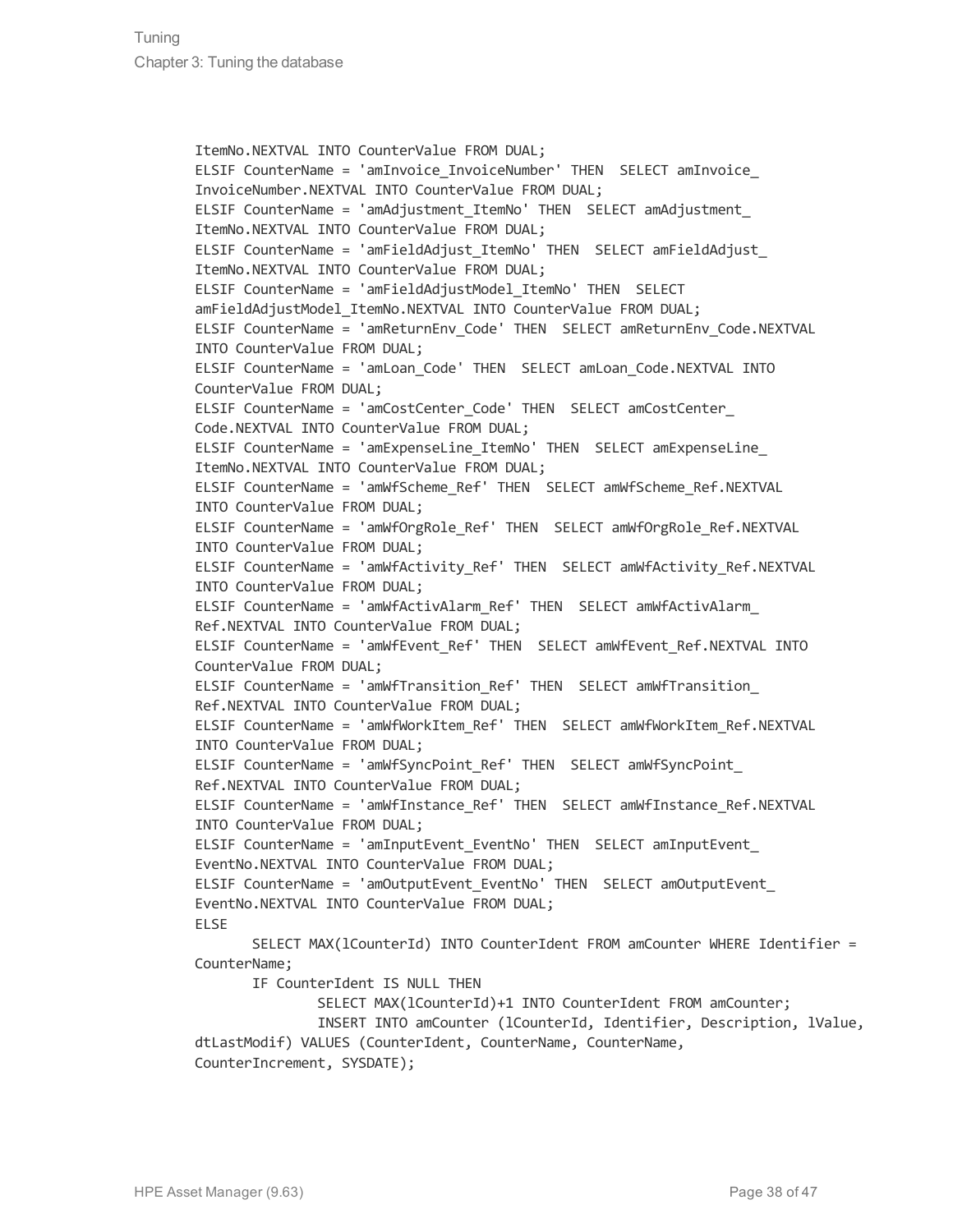```
ItemNo.NEXTVAL INTO CounterValue FROM DUAL;
ELSIF CounterName = 'amInvoice_InvoiceNumber' THEN  SELECT amInvoice_
InvoiceNumber.NEXTVAL INTO CounterValue FROM DUAL;
ELSIF CounterName = 'amAdjustment_ItemNo' THEN  SELECT amAdjustment_
ItemNo.NEXTVAL INTO CounterValue FROM DUAL;
ELSIF CounterName = 'amFieldAdjust_ItemNo' THEN  SELECT amFieldAdjust_
ItemNo.NEXTVAL INTO CounterValue FROM DUAL;
ELSIF CounterName = 'amFieldAdjustModel_ItemNo' THEN  SELECT
amFieldAdjustModel_ItemNo.NEXTVAL INTO CounterValue FROM DUAL;
ELSIF CounterName = 'amReturnEnv_Code' THEN  SELECT amReturnEnv_Code.NEXTVAL
INTO CounterValue FROM DUAL;
ELSIF CounterName = 'amLoan_Code' THEN  SELECT amLoan_Code.NEXTVAL INTO
CounterValue FROM DUAL;
ELSIF CounterName = 'amCostCenter_Code' THEN  SELECT amCostCenter_
Code.NEXTVAL INTO CounterValue FROM DUAL;
ELSIF CounterName = 'amExpenseLine_ItemNo' THEN  SELECT amExpenseLine_
ItemNo.NEXTVAL INTO CounterValue FROM DUAL;
ELSIF CounterName = 'amWfScheme_Ref' THEN  SELECT amWfScheme_Ref.NEXTVAL
INTO CounterValue FROM DUAL;
ELSIF CounterName = 'amWfOrgRole_Ref' THEN  SELECT amWfOrgRole_Ref.NEXTVAL
INTO CounterValue FROM DUAL;
ELSIF CounterName = 'amWfActivity_Ref' THEN  SELECT amWfActivity_Ref.NEXTVAL
INTO CounterValue FROM DUAL;
ELSIF CounterName = 'amWfActivAlarm_Ref' THEN  SELECT amWfActivAlarm_
Ref.NEXTVAL INTO CounterValue FROM DUAL;
ELSIF CounterName = 'amWfEvent_Ref' THEN  SELECT amWfEvent_Ref.NEXTVAL INTO
CounterValue FROM DUAL;
ELSIF CounterName = 'amWfTransition_Ref' THEN  SELECT amWfTransition_
Ref.NEXTVAL INTO CounterValue FROM DUAL;
ELSIF CounterName = 'amWfWorkItem_Ref' THEN  SELECT amWfWorkItem_Ref.NEXTVAL
INTO CounterValue FROM DUAL;
ELSIF CounterName = 'amWfSyncPoint_Ref' THEN  SELECT amWfSyncPoint_
Ref.NEXTVAL INTO CounterValue FROM DUAL;
ELSIF CounterName = 'amWfInstance_Ref' THEN  SELECT amWfInstance_Ref.NEXTVAL
INTO CounterValue FROM DUAL;
ELSIF CounterName = 'amInputEvent_EventNo' THEN  SELECT amInputEvent_
EventNo.NEXTVAL INTO CounterValue FROM DUAL;
ELSIF CounterName = 'amOutputEvent_EventNo' THEN  SELECT amOutputEvent_
EventNo.NEXTVAL INTO CounterValue FROM DUAL;
ELSE
       SELECT MAX(lCounterId) INTO CounterIdent FROM amCounter WHERE Identifier =
CounterName;
       IF CounterIdent IS NULL THEN
              SELECT MAX(lCounterId)+1 INTO CounterIdent FROM amCounter;
              INSERT INTO amCounter (lCounterId, Identifier, Description, lValue,
dtLastModif) VALUES (CounterIdent, CounterName, CounterName,
CounterIncrement, SYSDATE);
```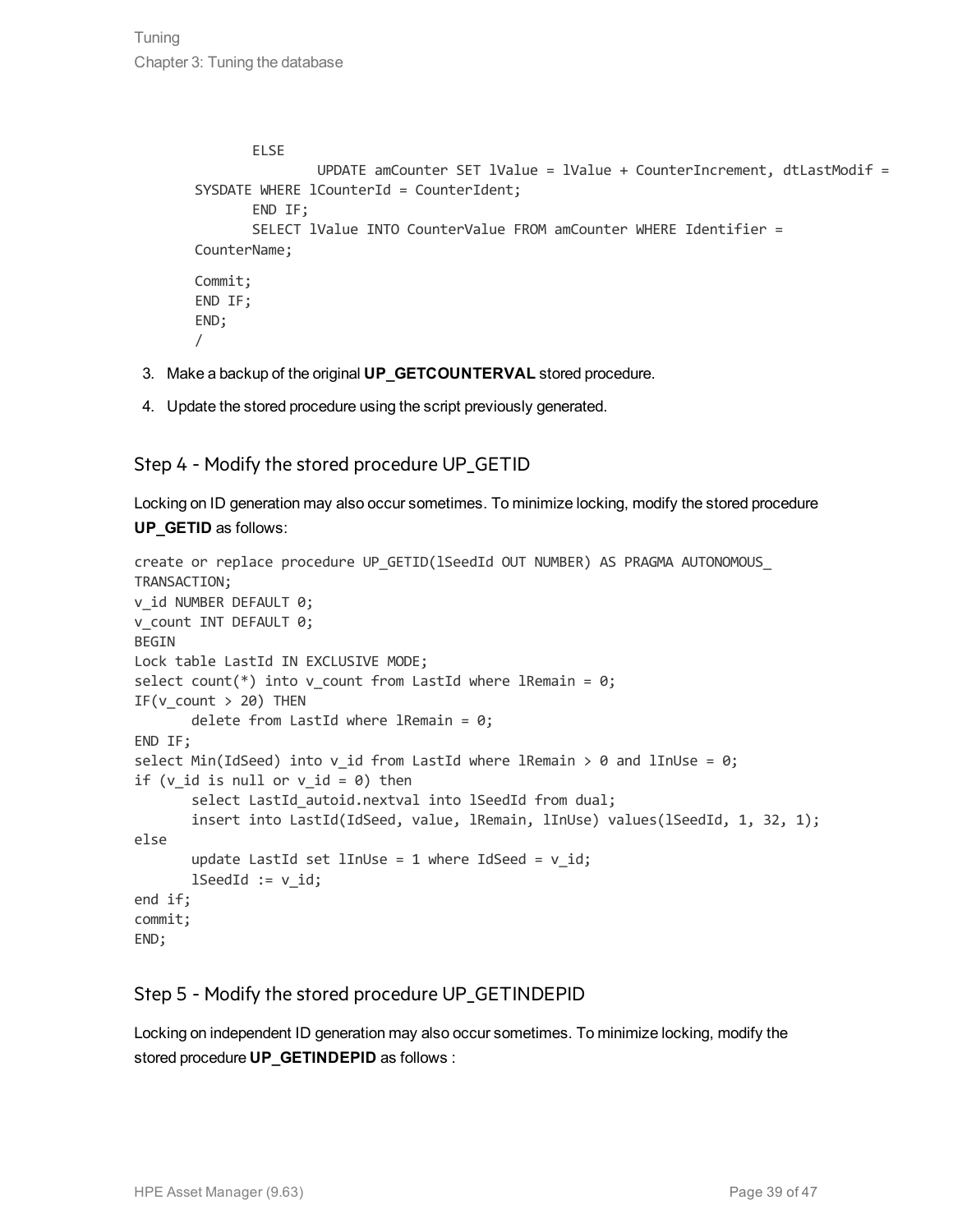```
        ELSE
                UPDATE amCounter SET lValue = lValue + CounterIncrement, dtLastModif =
SYSDATE WHERE lCounterId = CounterIdent;
        END IF;
        SELECT lValue INTO CounterValue FROM amCounter WHERE Identifier =
CounterName;
Commit;
END IF;
END;
/
```

3. Make a backup of the original **UP_GETCOUNTERVAL** stored procedure.
4. Update the stored procedure using the script previously generated.

## Step 4 - Modify the stored procedure UP_GETID

Locking on ID generation may also occur sometimes. To minimize locking, modify the stored procedure **UP_GETID** as follows:

```
create or replace procedure UP_GETID(lSeedId OUT NUMBER) AS PRAGMA AUTONOMOUS_
TRANSACTION;
v_id NUMBER DEFAULT 0;
v_count INT DEFAULT 0;
BEGIN
Lock table LastId IN EXCLUSIVE MODE;
select count(*) into v_count from LastId where lRemain = 0;
IF(v_count > 20) THEN
        delete from LastId where lRemain = 0;
END IF;
select Min(IdSeed) into v_id from LastId where lRemain > 0 and lInUse = 0;
if (v_id is null or v_id = 0) then
        select LastId_autoid.nextval into lSeedId from dual;
        insert into LastId(IdSeed, value, lRemain, lInUse) values(lSeedId, 1, 32, 1);
else
        update LastId set lInUse = 1 where IdSeed = v_id;
        lSeedId := v_id;
end if;
commit;
END;
```

## Step 5 - Modify the stored procedure UP_GETINDEPID

Locking on independent ID generation may also occur sometimes. To minimize locking, modify the stored procedure **UP_GETINDEPID** as follows :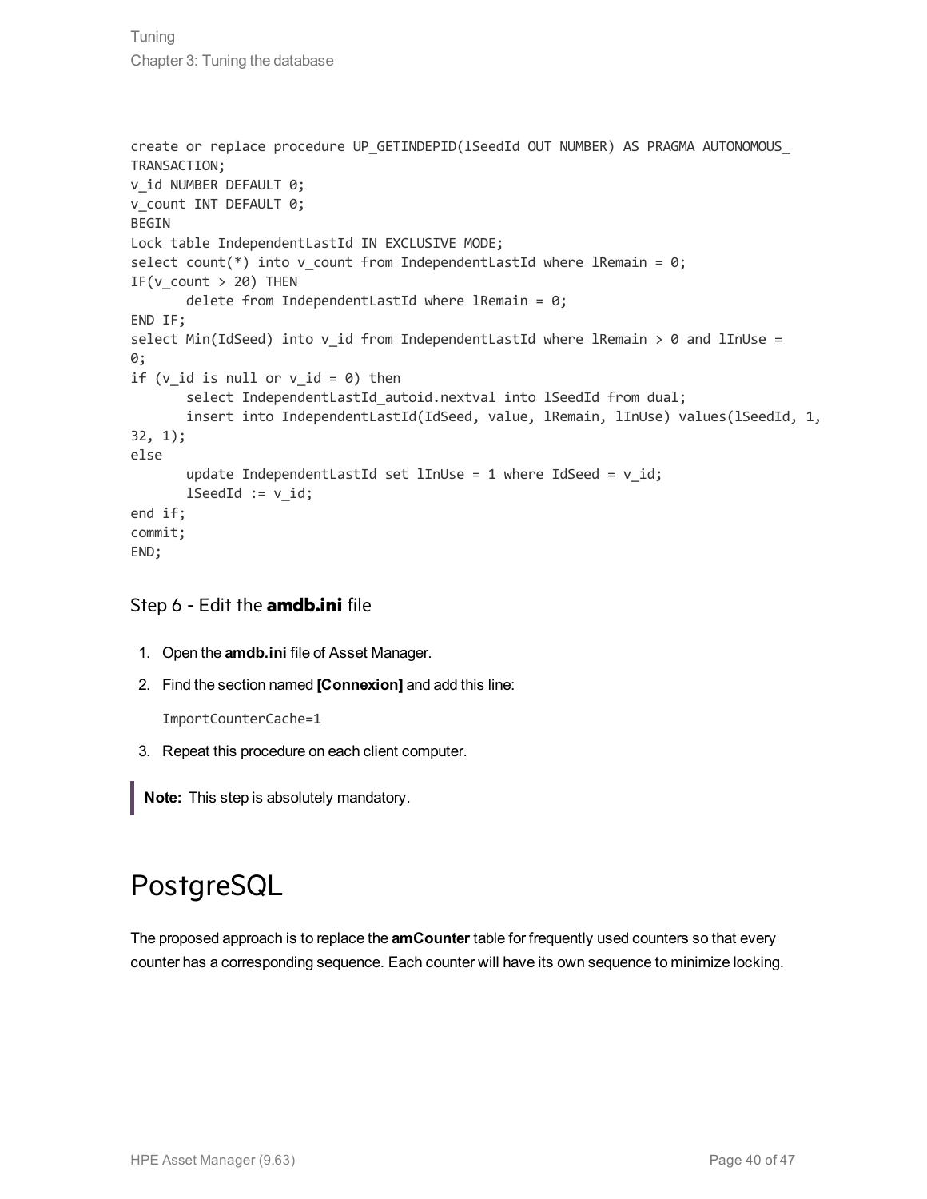```
create or replace procedure UP_GETINDEPID(lSeedId OUT NUMBER) AS PRAGMA AUTONOMOUS_
TRANSACTION;
v_id NUMBER DEFAULT 0;
v_count INT DEFAULT 0;
BEGIN
Lock table IndependentLastId IN EXCLUSIVE MODE;
select count(*) into v_count from IndependentLastId where lRemain = 0;
IF(v_count > 20) THEN
       delete from IndependentLastId where lRemain = 0;
END IF;
select Min(IdSeed) into v_id from IndependentLastId where lRemain > 0 and lInUse =
0;
if (v_id is null or v_id = 0) then
       select IndependentLastId_autoid.nextval into lSeedId from dual;
       insert into IndependentLastId(IdSeed, value, lRemain, lInUse) values(lSeedId, 1,
32, 1);
else
       update IndependentLastId set lInUse = 1 where IdSeed = v_id;
       lSeedId := v_id;
end if;
commit;
END;
```

### Step 6 - Edit the **amdb.ini** file

1. Open the **amdb.ini** file of Asset Manager.
2. Find the section named **[Connexion]** and add this line:

   ```
   ImportCounterCache=1
   ```

3. Repeat this procedure on each client computer.

> **Note:** This step is absolutely mandatory.

## PostgreSQL

The proposed approach is to replace the **amCounter** table for frequently used counters so that every counter has a corresponding sequence. Each counter will have its own sequence to minimize locking.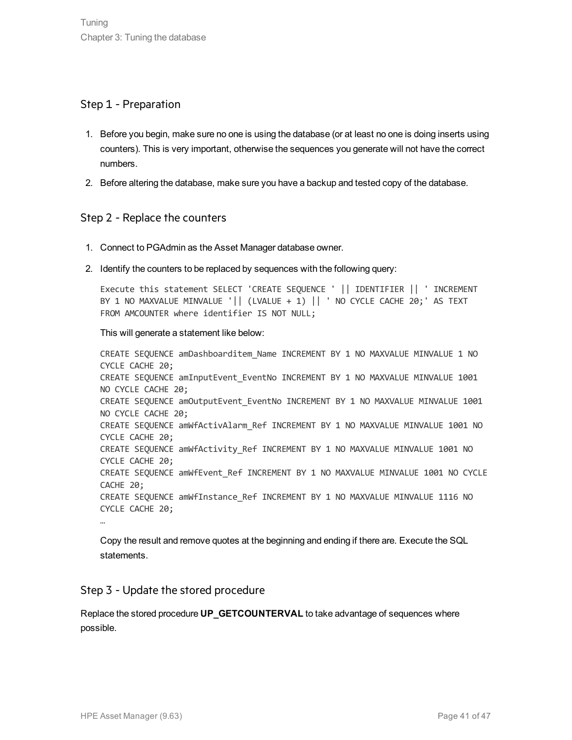### Step 1 - Preparation

1. Before you begin, make sure no one is using the database (or at least no one is doing inserts using counters). This is very important, otherwise the sequences you generate will not have the correct numbers.
2. Before altering the database, make sure you have a backup and tested copy of the database.

### Step 2 - Replace the counters

1. Connect to PGAdmin as the Asset Manager database owner.
2. Identify the counters to be replaced by sequences with the following query:

   ```
   Execute this statement SELECT 'CREATE SEQUENCE ' || IDENTIFIER || ' INCREMENT
   BY 1 NO MAXVALUE MINVALUE '|| (LVALUE + 1) || ' NO CYCLE CACHE 20;' AS TEXT
   FROM AMCOUNTER where identifier IS NOT NULL;
   ```

   This will generate a statement like below:

   ```
   CREATE SEQUENCE amDashboarditem_Name INCREMENT BY 1 NO MAXVALUE MINVALUE 1 NO
   CYCLE CACHE 20;
   CREATE SEQUENCE amInputEvent_EventNo INCREMENT BY 1 NO MAXVALUE MINVALUE 1001
   NO CYCLE CACHE 20;
   CREATE SEQUENCE amOutputEvent_EventNo INCREMENT BY 1 NO MAXVALUE MINVALUE 1001
   NO CYCLE CACHE 20;
   CREATE SEQUENCE amWfActivAlarm_Ref INCREMENT BY 1 NO MAXVALUE MINVALUE 1001 NO
   CYCLE CACHE 20;
   CREATE SEQUENCE amWfActivity_Ref INCREMENT BY 1 NO MAXVALUE MINVALUE 1001 NO
   CYCLE CACHE 20;
   CREATE SEQUENCE amWfEvent_Ref INCREMENT BY 1 NO MAXVALUE MINVALUE 1001 NO CYCLE
   CACHE 20;
   CREATE SEQUENCE amWfInstance_Ref INCREMENT BY 1 NO MAXVALUE MINVALUE 1116 NO
   CYCLE CACHE 20;
   …
   ```

   Copy the result and remove quotes at the beginning and ending if there are. Execute the SQL statements.

### Step 3 - Update the stored procedure

Replace the stored procedure **UP_GETCOUNTERVAL** to take advantage of sequences where possible.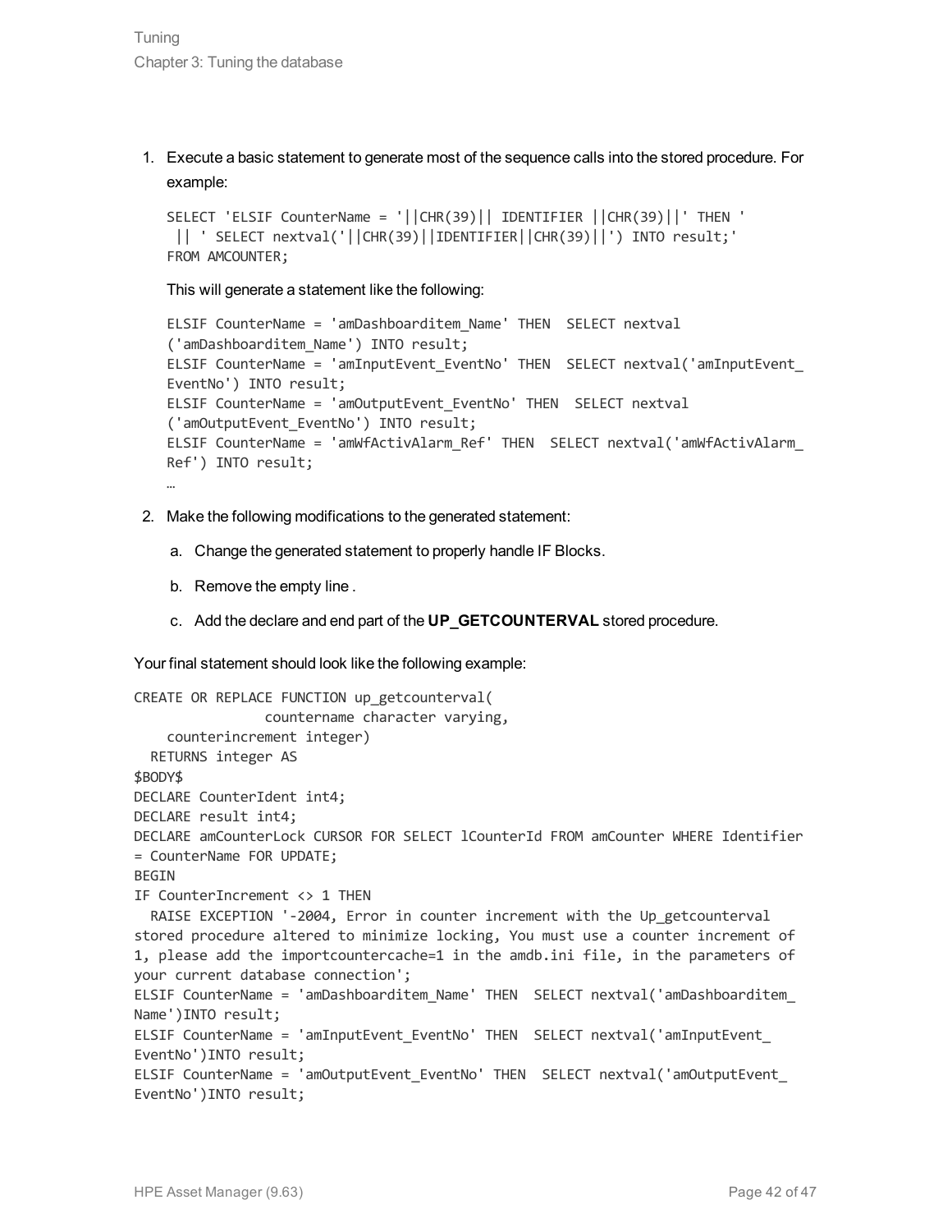1. Execute a basic statement to generate most of the sequence calls into the stored procedure. For example:

   ```
   SELECT 'ELSIF CounterName = '||CHR(39)|| IDENTIFIER ||CHR(39)||' THEN '
    || ' SELECT nextval('||CHR(39)||IDENTIFIER||CHR(39)||') INTO result;'
   FROM AMCOUNTER;
   ```

   This will generate a statement like the following:

   ```
   ELSIF CounterName = 'amDashboarditem_Name' THEN  SELECT nextval
   ('amDashboarditem_Name') INTO result;
   ELSIF CounterName = 'amInputEvent_EventNo' THEN  SELECT nextval('amInputEvent_
   EventNo') INTO result;
   ELSIF CounterName = 'amOutputEvent_EventNo' THEN  SELECT nextval
   ('amOutputEvent_EventNo') INTO result;
   ELSIF CounterName = 'amWfActivAlarm_Ref' THEN  SELECT nextval('amWfActivAlarm_
   Ref') INTO result;
   …
   ```

2. Make the following modifications to the generated statement:

   a. Change the generated statement to properly handle IF Blocks.

   b. Remove the empty line .

   c. Add the declare and end part of the **UP_GETCOUNTERVAL** stored procedure.

Your final statement should look like the following example:

```
CREATE OR REPLACE FUNCTION up_getcounterval(
                countername character varying,
    counterincrement integer)
  RETURNS integer AS
$BODY$
DECLARE CounterIdent int4;
DECLARE result int4;
DECLARE amCounterLock CURSOR FOR SELECT lCounterId FROM amCounter WHERE Identifier
= CounterName FOR UPDATE;
BEGIN
IF CounterIncrement <> 1 THEN
  RAISE EXCEPTION '-2004, Error in counter increment with the Up_getcounterval
stored procedure altered to minimize locking, You must use a counter increment of
1, please add the importcountercache=1 in the amdb.ini file, in the parameters of
your current database connection';
ELSIF CounterName = 'amDashboarditem_Name' THEN  SELECT nextval('amDashboarditem_
Name')INTO result;
ELSIF CounterName = 'amInputEvent_EventNo' THEN  SELECT nextval('amInputEvent_
EventNo')INTO result;
ELSIF CounterName = 'amOutputEvent_EventNo' THEN  SELECT nextval('amOutputEvent_
EventNo')INTO result;
```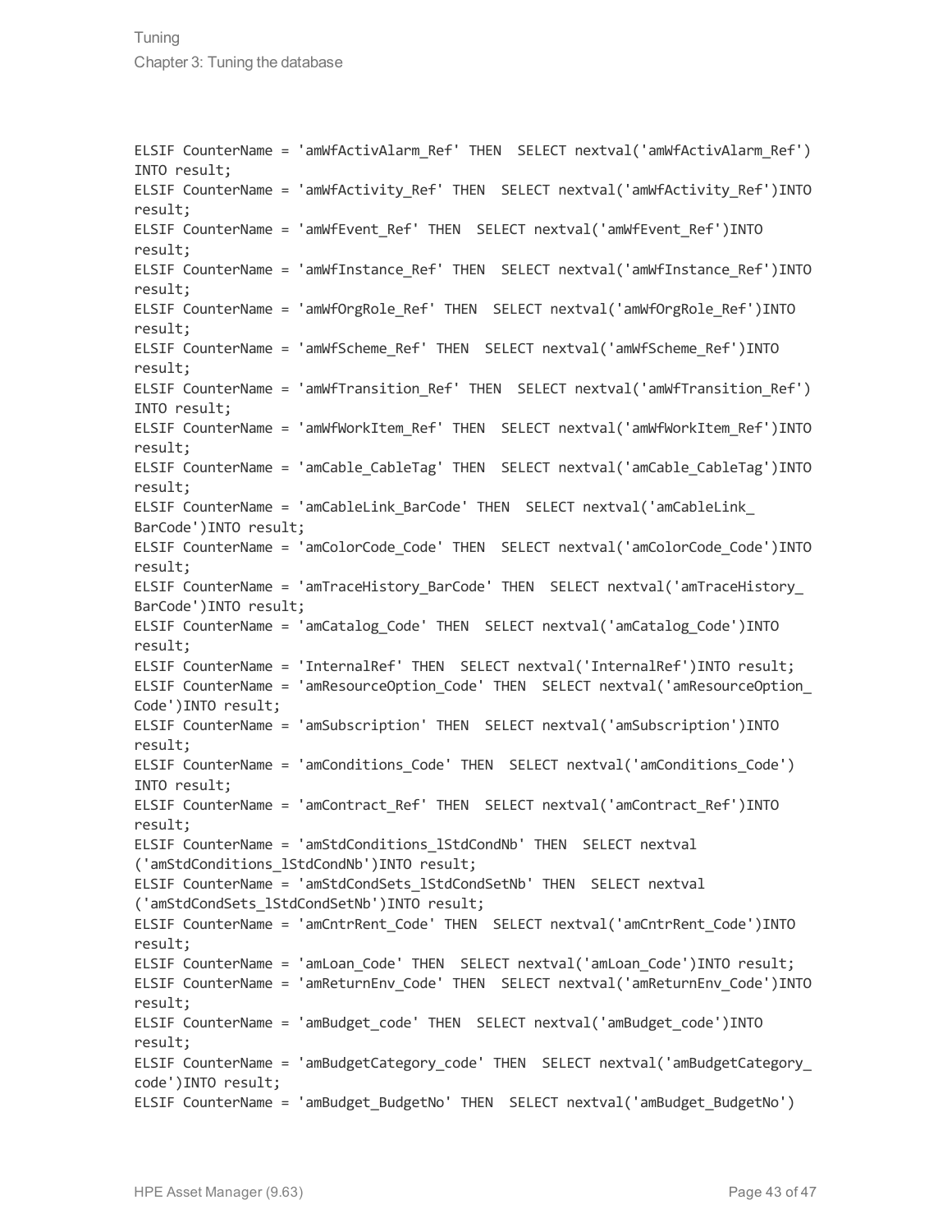```
ELSIF CounterName = 'amWfActivAlarm_Ref' THEN  SELECT nextval('amWfActivAlarm_Ref')
INTO result;
ELSIF CounterName = 'amWfActivity_Ref' THEN  SELECT nextval('amWfActivity_Ref')INTO
result;
ELSIF CounterName = 'amWfEvent_Ref' THEN  SELECT nextval('amWfEvent_Ref')INTO
result;
ELSIF CounterName = 'amWfInstance_Ref' THEN  SELECT nextval('amWfInstance_Ref')INTO
result;
ELSIF CounterName = 'amWfOrgRole_Ref' THEN  SELECT nextval('amWfOrgRole_Ref')INTO
result;
ELSIF CounterName = 'amWfScheme_Ref' THEN  SELECT nextval('amWfScheme_Ref')INTO
result;
ELSIF CounterName = 'amWfTransition_Ref' THEN  SELECT nextval('amWfTransition_Ref')
INTO result;
ELSIF CounterName = 'amWfWorkItem_Ref' THEN  SELECT nextval('amWfWorkItem_Ref')INTO
result;
ELSIF CounterName = 'amCable_CableTag' THEN  SELECT nextval('amCable_CableTag')INTO
result;
ELSIF CounterName = 'amCableLink_BarCode' THEN  SELECT nextval('amCableLink_
BarCode')INTO result;
ELSIF CounterName = 'amColorCode_Code' THEN  SELECT nextval('amColorCode_Code')INTO
result;
ELSIF CounterName = 'amTraceHistory_BarCode' THEN  SELECT nextval('amTraceHistory_
BarCode')INTO result;
ELSIF CounterName = 'amCatalog_Code' THEN  SELECT nextval('amCatalog_Code')INTO
result;
ELSIF CounterName = 'InternalRef' THEN  SELECT nextval('InternalRef')INTO result;
ELSIF CounterName = 'amResourceOption_Code' THEN  SELECT nextval('amResourceOption_
Code')INTO result;
ELSIF CounterName = 'amSubscription' THEN  SELECT nextval('amSubscription')INTO
result;
ELSIF CounterName = 'amConditions_Code' THEN  SELECT nextval('amConditions_Code')
INTO result;
ELSIF CounterName = 'amContract_Ref' THEN  SELECT nextval('amContract_Ref')INTO
result;
ELSIF CounterName = 'amStdConditions_lStdCondNb' THEN  SELECT nextval
('amStdConditions_lStdCondNb')INTO result;
ELSIF CounterName = 'amStdCondSets_lStdCondSetNb' THEN  SELECT nextval
('amStdCondSets_lStdCondSetNb')INTO result;
ELSIF CounterName = 'amCntrRent_Code' THEN  SELECT nextval('amCntrRent_Code')INTO
result;
ELSIF CounterName = 'amLoan_Code' THEN  SELECT nextval('amLoan_Code')INTO result;
ELSIF CounterName = 'amReturnEnv_Code' THEN  SELECT nextval('amReturnEnv_Code')INTO
result;
ELSIF CounterName = 'amBudget_code' THEN  SELECT nextval('amBudget_code')INTO
result;
ELSIF CounterName = 'amBudgetCategory_code' THEN  SELECT nextval('amBudgetCategory_
code')INTO result;
ELSIF CounterName = 'amBudget_BudgetNo' THEN  SELECT nextval('amBudget_BudgetNo')
```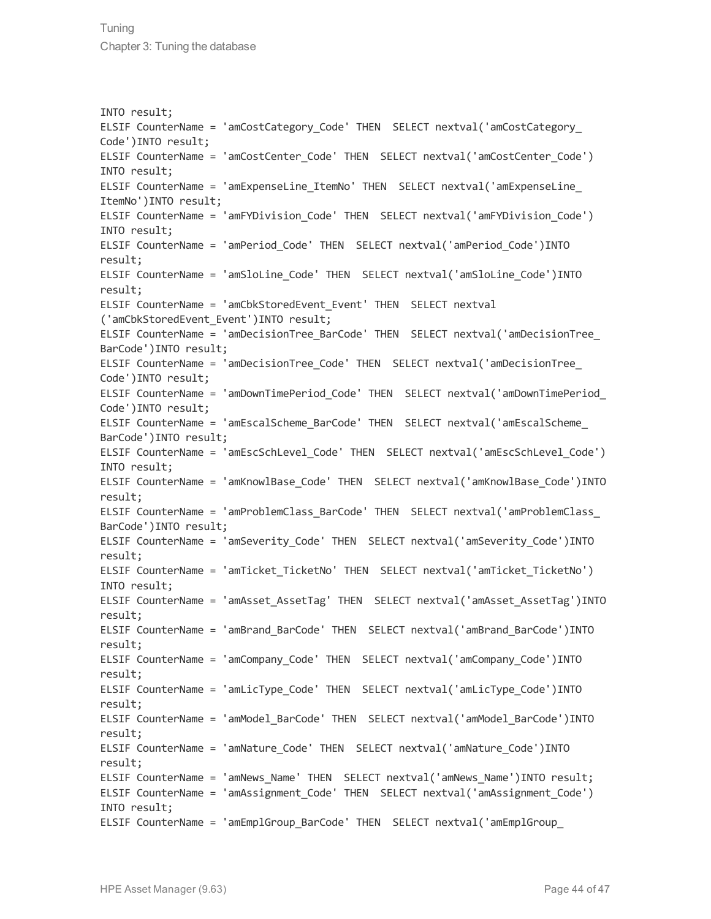```
INTO result;
ELSIF CounterName = 'amCostCategory_Code' THEN  SELECT nextval('amCostCategory_
Code')INTO result;
ELSIF CounterName = 'amCostCenter_Code' THEN  SELECT nextval('amCostCenter_Code')
INTO result;
ELSIF CounterName = 'amExpenseLine_ItemNo' THEN  SELECT nextval('amExpenseLine_
ItemNo')INTO result;
ELSIF CounterName = 'amFYDivision_Code' THEN  SELECT nextval('amFYDivision_Code')
INTO result;
ELSIF CounterName = 'amPeriod_Code' THEN  SELECT nextval('amPeriod_Code')INTO
result;
ELSIF CounterName = 'amSloLine_Code' THEN  SELECT nextval('amSloLine_Code')INTO
result;
ELSIF CounterName = 'amCbkStoredEvent_Event' THEN  SELECT nextval
('amCbkStoredEvent_Event')INTO result;
ELSIF CounterName = 'amDecisionTree_BarCode' THEN  SELECT nextval('amDecisionTree_
BarCode')INTO result;
ELSIF CounterName = 'amDecisionTree_Code' THEN  SELECT nextval('amDecisionTree_
Code')INTO result;
ELSIF CounterName = 'amDownTimePeriod_Code' THEN  SELECT nextval('amDownTimePeriod_
Code')INTO result;
ELSIF CounterName = 'amEscalScheme_BarCode' THEN  SELECT nextval('amEscalScheme_
BarCode')INTO result;
ELSIF CounterName = 'amEscSchLevel_Code' THEN  SELECT nextval('amEscSchLevel_Code')
INTO result;
ELSIF CounterName = 'amKnowlBase_Code' THEN  SELECT nextval('amKnowlBase_Code')INTO
result;
ELSIF CounterName = 'amProblemClass_BarCode' THEN  SELECT nextval('amProblemClass_
BarCode')INTO result;
ELSIF CounterName = 'amSeverity_Code' THEN  SELECT nextval('amSeverity_Code')INTO
result;
ELSIF CounterName = 'amTicket_TicketNo' THEN  SELECT nextval('amTicket_TicketNo')
INTO result;
ELSIF CounterName = 'amAsset_AssetTag' THEN  SELECT nextval('amAsset_AssetTag')INTO
result;
ELSIF CounterName = 'amBrand_BarCode' THEN  SELECT nextval('amBrand_BarCode')INTO
result;
ELSIF CounterName = 'amCompany_Code' THEN  SELECT nextval('amCompany_Code')INTO
result;
ELSIF CounterName = 'amLicType_Code' THEN  SELECT nextval('amLicType_Code')INTO
result;
ELSIF CounterName = 'amModel_BarCode' THEN  SELECT nextval('amModel_BarCode')INTO
result;
ELSIF CounterName = 'amNature_Code' THEN  SELECT nextval('amNature_Code')INTO
result;
ELSIF CounterName = 'amNews_Name' THEN  SELECT nextval('amNews_Name')INTO result;
ELSIF CounterName = 'amAssignment_Code' THEN  SELECT nextval('amAssignment_Code')
INTO result;
ELSIF CounterName = 'amEmplGroup_BarCode' THEN  SELECT nextval('amEmplGroup_
```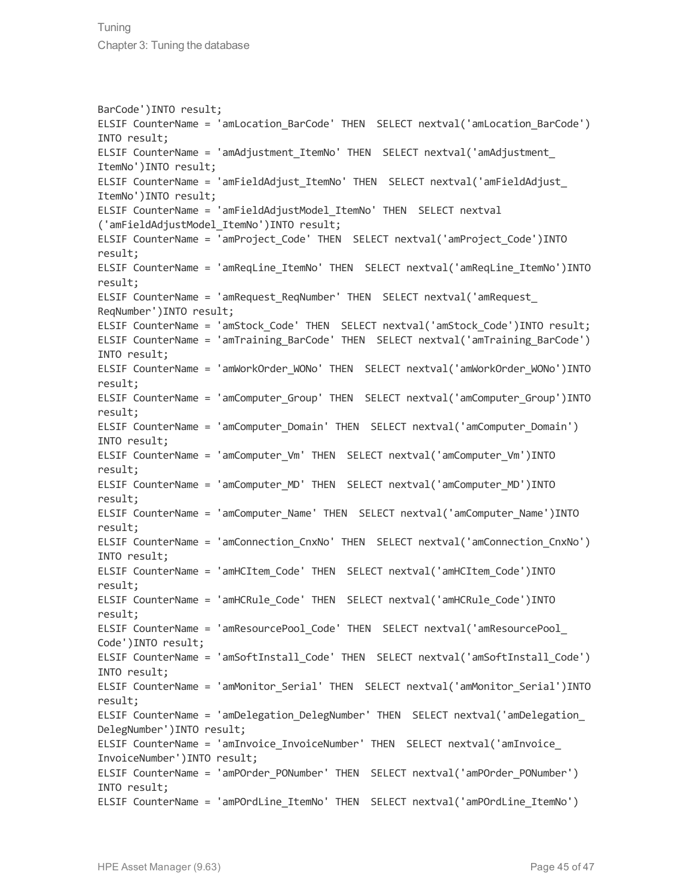```
BarCode')INTO result;
ELSIF CounterName = 'amLocation_BarCode' THEN  SELECT nextval('amLocation_BarCode')
INTO result;
ELSIF CounterName = 'amAdjustment_ItemNo' THEN  SELECT nextval('amAdjustment_
ItemNo')INTO result;
ELSIF CounterName = 'amFieldAdjust_ItemNo' THEN  SELECT nextval('amFieldAdjust_
ItemNo')INTO result;
ELSIF CounterName = 'amFieldAdjustModel_ItemNo' THEN  SELECT nextval
('amFieldAdjustModel_ItemNo')INTO result;
ELSIF CounterName = 'amProject_Code' THEN  SELECT nextval('amProject_Code')INTO
result;
ELSIF CounterName = 'amReqLine_ItemNo' THEN  SELECT nextval('amReqLine_ItemNo')INTO
result;
ELSIF CounterName = 'amRequest_ReqNumber' THEN  SELECT nextval('amRequest_
ReqNumber')INTO result;
ELSIF CounterName = 'amStock_Code' THEN  SELECT nextval('amStock_Code')INTO result;
ELSIF CounterName = 'amTraining_BarCode' THEN  SELECT nextval('amTraining_BarCode')
INTO result;
ELSIF CounterName = 'amWorkOrder_WONo' THEN  SELECT nextval('amWorkOrder_WONo')INTO
result;
ELSIF CounterName = 'amComputer_Group' THEN  SELECT nextval('amComputer_Group')INTO
result;
ELSIF CounterName = 'amComputer_Domain' THEN  SELECT nextval('amComputer_Domain')
INTO result;
ELSIF CounterName = 'amComputer_Vm' THEN  SELECT nextval('amComputer_Vm')INTO
result;
ELSIF CounterName = 'amComputer_MD' THEN  SELECT nextval('amComputer_MD')INTO
result;
ELSIF CounterName = 'amComputer_Name' THEN  SELECT nextval('amComputer_Name')INTO
result;
ELSIF CounterName = 'amConnection_CnxNo' THEN  SELECT nextval('amConnection_CnxNo')
INTO result;
ELSIF CounterName = 'amHCItem_Code' THEN  SELECT nextval('amHCItem_Code')INTO
result;
ELSIF CounterName = 'amHCRule_Code' THEN  SELECT nextval('amHCRule_Code')INTO
result;
ELSIF CounterName = 'amResourcePool_Code' THEN  SELECT nextval('amResourcePool_
Code')INTO result;
ELSIF CounterName = 'amSoftInstall_Code' THEN  SELECT nextval('amSoftInstall_Code')
INTO result;
ELSIF CounterName = 'amMonitor_Serial' THEN  SELECT nextval('amMonitor_Serial')INTO
result;
ELSIF CounterName = 'amDelegation_DelegNumber' THEN  SELECT nextval('amDelegation_
DelegNumber')INTO result;
ELSIF CounterName = 'amInvoice_InvoiceNumber' THEN  SELECT nextval('amInvoice_
InvoiceNumber')INTO result;
ELSIF CounterName = 'amPOrder_PONumber' THEN  SELECT nextval('amPOrder_PONumber')
INTO result;
ELSIF CounterName = 'amPOrdLine_ItemNo' THEN  SELECT nextval('amPOrdLine_ItemNo')
```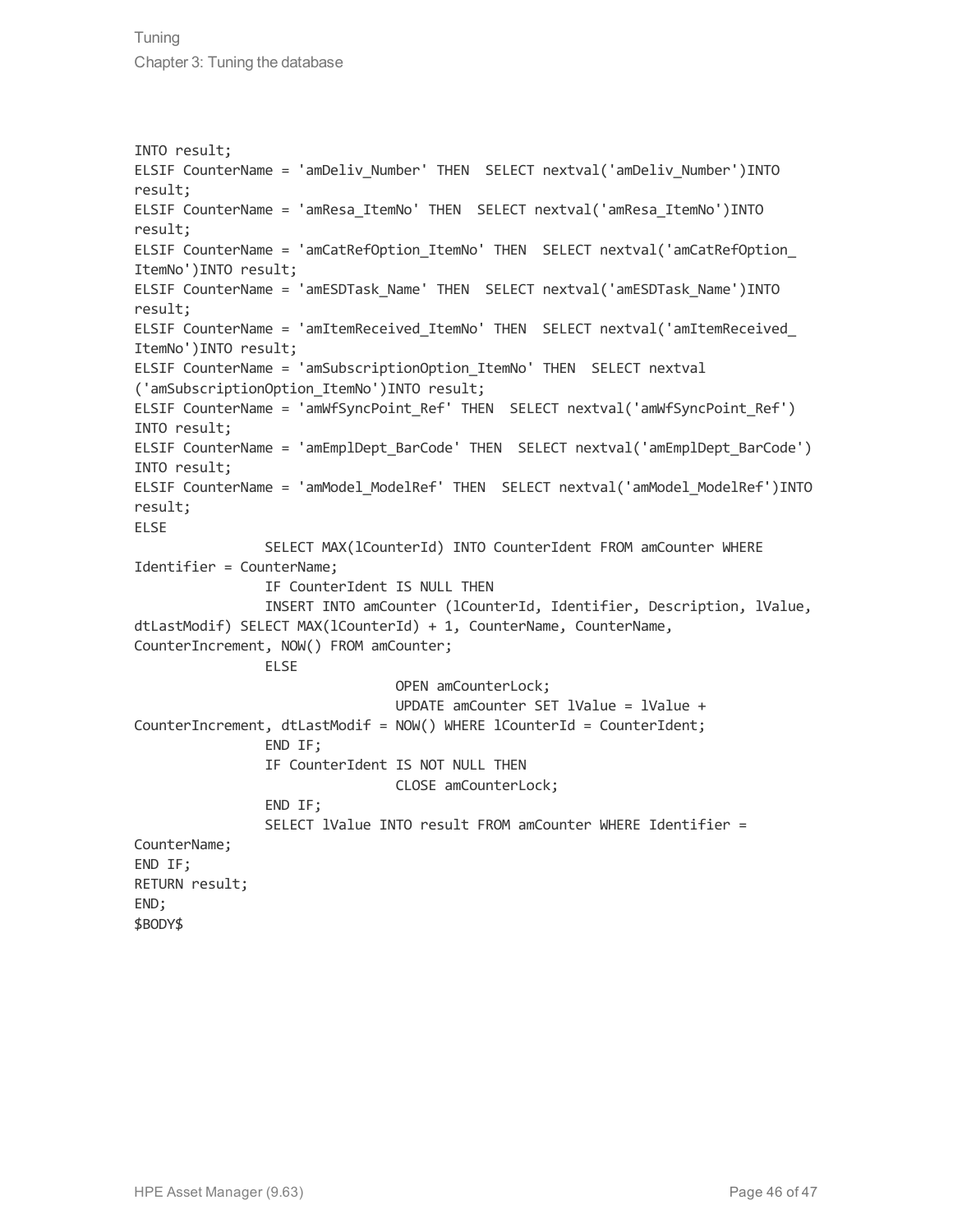```
INTO result;
ELSIF CounterName = 'amDeliv_Number' THEN  SELECT nextval('amDeliv_Number')INTO
result;
ELSIF CounterName = 'amResa_ItemNo' THEN  SELECT nextval('amResa_ItemNo')INTO
result;
ELSIF CounterName = 'amCatRefOption_ItemNo' THEN  SELECT nextval('amCatRefOption_
ItemNo')INTO result;
ELSIF CounterName = 'amESDTask_Name' THEN  SELECT nextval('amESDTask_Name')INTO
result;
ELSIF CounterName = 'amItemReceived_ItemNo' THEN  SELECT nextval('amItemReceived_
ItemNo')INTO result;
ELSIF CounterName = 'amSubscriptionOption_ItemNo' THEN  SELECT nextval
('amSubscriptionOption_ItemNo')INTO result;
ELSIF CounterName = 'amWfSyncPoint_Ref' THEN  SELECT nextval('amWfSyncPoint_Ref')
INTO result;
ELSIF CounterName = 'amEmplDept_BarCode' THEN  SELECT nextval('amEmplDept_BarCode')
INTO result;
ELSIF CounterName = 'amModel_ModelRef' THEN  SELECT nextval('amModel_ModelRef')INTO
result;
ELSE
                SELECT MAX(lCounterId) INTO CounterIdent FROM amCounter WHERE
Identifier = CounterName;
                IF CounterIdent IS NULL THEN
                INSERT INTO amCounter (lCounterId, Identifier, Description, lValue,
dtLastModif) SELECT MAX(lCounterId) + 1, CounterName, CounterName,
CounterIncrement, NOW() FROM amCounter;
                ELSE
                                OPEN amCounterLock;
                                UPDATE amCounter SET lValue = lValue +
CounterIncrement, dtLastModif = NOW() WHERE lCounterId = CounterIdent;
                END IF;
                IF CounterIdent IS NOT NULL THEN
                                CLOSE amCounterLock;
                END IF;
                SELECT lValue INTO result FROM amCounter WHERE Identifier =
CounterName;
END IF;
RETURN result;
END;
$BODY$
```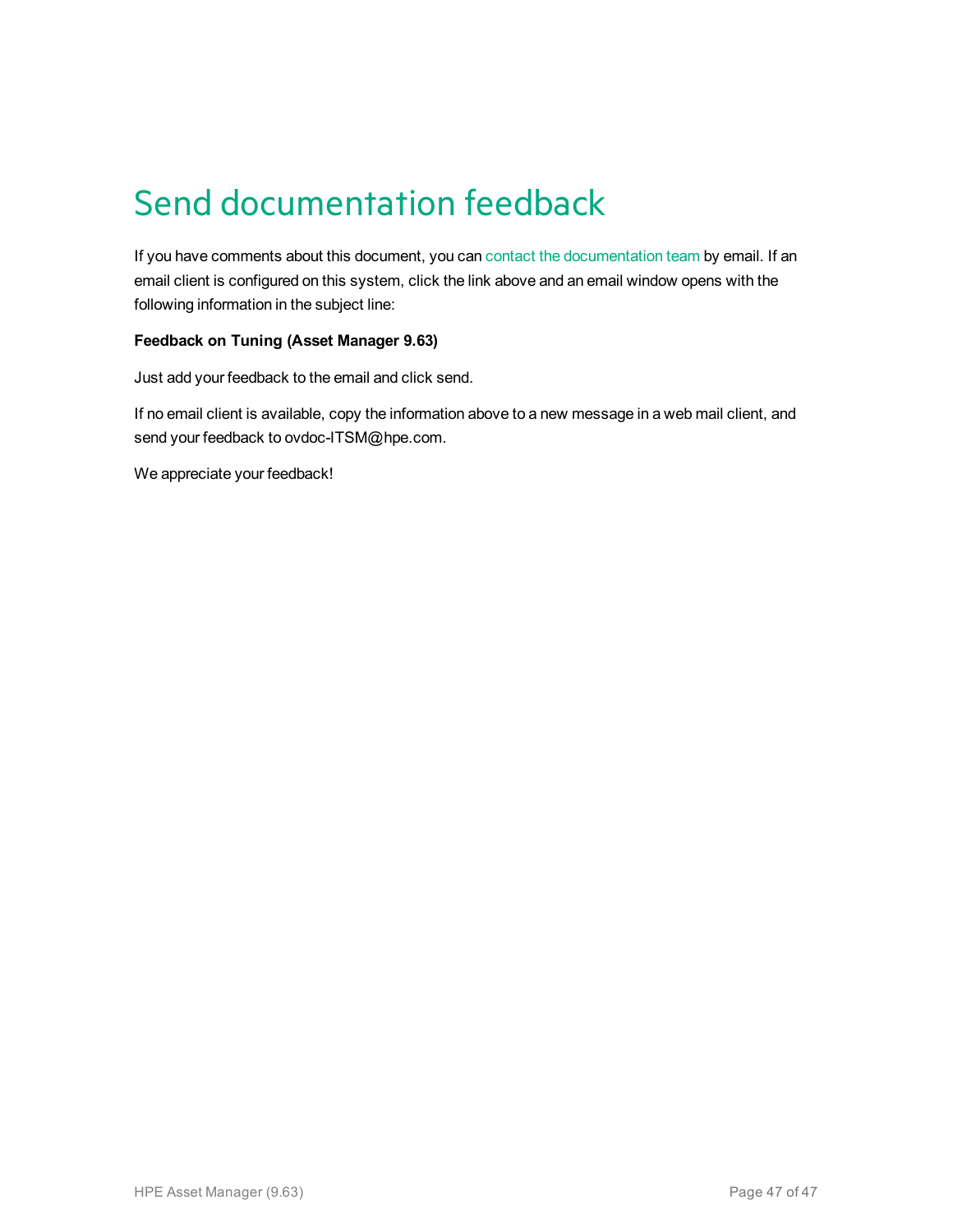# Send documentation feedback

If you have comments about this document, you can contact the documentation team by email. If an email client is configured on this system, click the link above and an email window opens with the following information in the subject line:

**Feedback on Tuning (Asset Manager 9.63)**

Just add your feedback to the email and click send.

If no email client is available, copy the information above to a new message in a web mail client, and send your feedback to ovdoc-ITSM@hpe.com.

We appreciate your feedback!